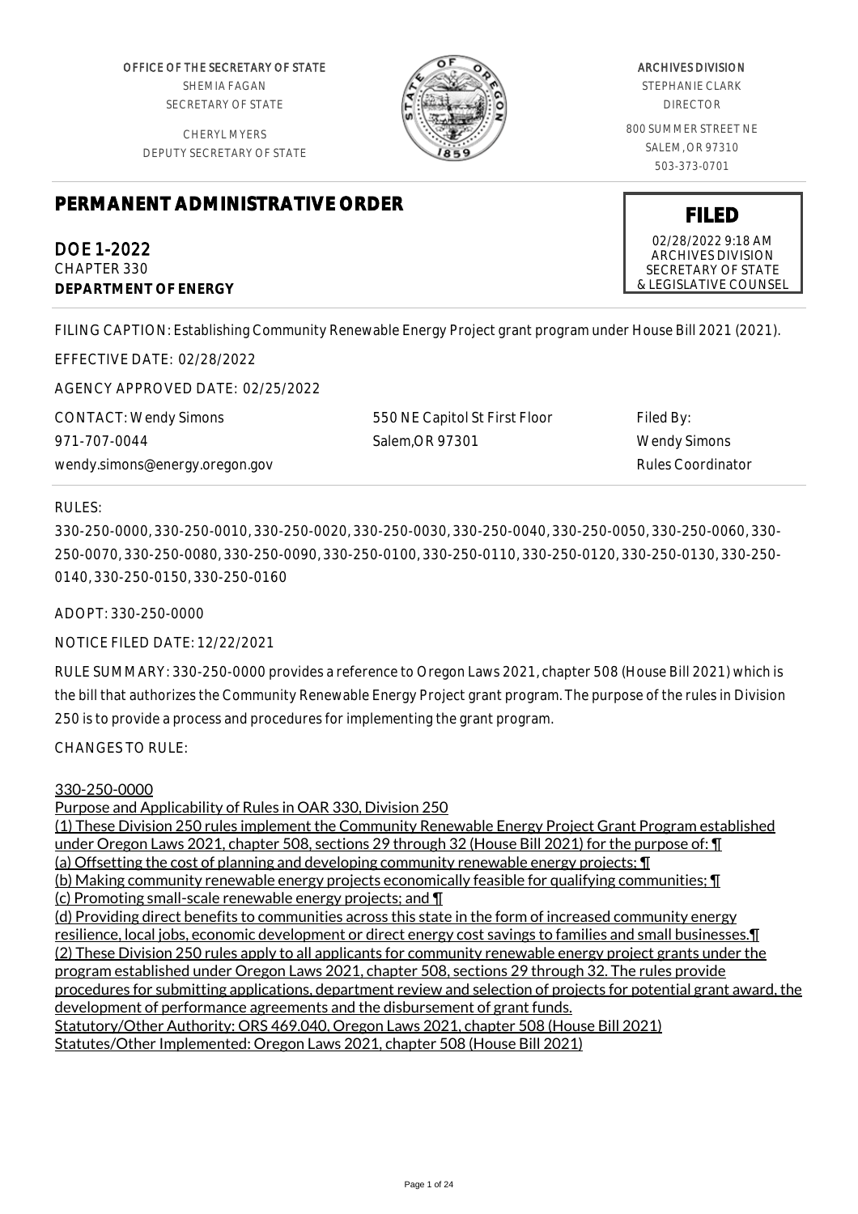OFFICE OF THE SECRETARY OF STATE
SHEMIA FAGAN
SECRETARY OF STATE

CHERYL MYERS
DEPUTY SECRETARY OF STATE

ARCHIVES DIVISION
STEPHANIE CLARK
DIRECTOR

800 SUMMER STREET NE
SALEM, OR 97310
503-373-0701

# PERMANENT ADMINISTRATIVE ORDER

**FILED**
02/28/2022 9:18 AM
ARCHIVES DIVISION
SECRETARY OF STATE
& LEGISLATIVE COUNSEL

DOE 1-2022
CHAPTER 330
**DEPARTMENT OF ENERGY**

FILING CAPTION: Establishing Community Renewable Energy Project grant program under House Bill 2021 (2021).

EFFECTIVE DATE: 02/28/2022

AGENCY APPROVED DATE: 02/25/2022

CONTACT: Wendy Simons
971-707-0044
wendy.simons@energy.oregon.gov

550 NE Capitol St First Floor
Salem,OR 97301

Filed By:
Wendy Simons
Rules Coordinator

RULES:

330-250-0000, 330-250-0010, 330-250-0020, 330-250-0030, 330-250-0040, 330-250-0050, 330-250-0060, 330-250-0070, 330-250-0080, 330-250-0090, 330-250-0100, 330-250-0110, 330-250-0120, 330-250-0130, 330-250-0140, 330-250-0150, 330-250-0160

ADOPT: 330-250-0000

NOTICE FILED DATE: 12/22/2021

RULE SUMMARY: 330-250-0000 provides a reference to Oregon Laws 2021, chapter 508 (House Bill 2021) which is the bill that authorizes the Community Renewable Energy Project grant program. The purpose of the rules in Division 250 is to provide a process and procedures for implementing the grant program.

CHANGES TO RULE:

330-250-0000
Purpose and Applicability of Rules in OAR 330, Division 250
(1) These Division 250 rules implement the Community Renewable Energy Project Grant Program established under Oregon Laws 2021, chapter 508, sections 29 through 32 (House Bill 2021) for the purpose of: ¶
(a) Offsetting the cost of planning and developing community renewable energy projects; ¶
(b) Making community renewable energy projects economically feasible for qualifying communities; ¶
(c) Promoting small-scale renewable energy projects; and ¶
(d) Providing direct benefits to communities across this state in the form of increased community energy resilience, local jobs, economic development or direct energy cost savings to families and small businesses.¶
(2) These Division 250 rules apply to all applicants for community renewable energy project grants under the program established under Oregon Laws 2021, chapter 508, sections 29 through 32. The rules provide procedures for submitting applications, department review and selection of projects for potential grant award, the development of performance agreements and the disbursement of grant funds.
Statutory/Other Authority: ORS 469.040, Oregon Laws 2021, chapter 508 (House Bill 2021)
Statutes/Other Implemented: Oregon Laws 2021, chapter 508 (House Bill 2021)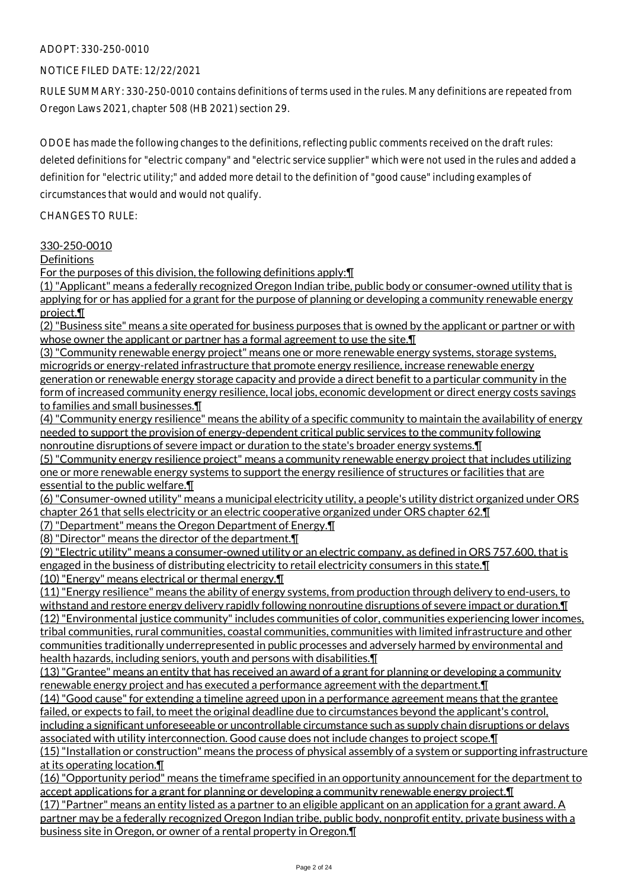ADOPT: 330-250-0010

NOTICE FILED DATE: 12/22/2021

RULE SUMMARY: 330-250-0010 contains definitions of terms used in the rules. Many definitions are repeated from Oregon Laws 2021, chapter 508 (HB 2021) section 29.

ODOE has made the following changes to the definitions, reflecting public comments received on the draft rules: deleted definitions for "electric company" and "electric service supplier" which were not used in the rules and added a definition for "electric utility;" and added more detail to the definition of "good cause" including examples of circumstances that would and would not qualify.

CHANGES TO RULE:

330-250-0010

Definitions

For the purposes of this division, the following definitions apply:¶

(1) "Applicant" means a federally recognized Oregon Indian tribe, public body or consumer-owned utility that is applying for or has applied for a grant for the purpose of planning or developing a community renewable energy project.¶

(2) "Business site" means a site operated for business purposes that is owned by the applicant or partner or with whose owner the applicant or partner has a formal agreement to use the site.¶

(3) "Community renewable energy project" means one or more renewable energy systems, storage systems, microgrids or energy-related infrastructure that promote energy resilience, increase renewable energy generation or renewable energy storage capacity and provide a direct benefit to a particular community in the form of increased community energy resilience, local jobs, economic development or direct energy costs savings to families and small businesses.¶

(4) "Community energy resilience" means the ability of a specific community to maintain the availability of energy needed to support the provision of energy-dependent critical public services to the community following nonroutine disruptions of severe impact or duration to the state's broader energy systems.¶

(5) "Community energy resilience project" means a community renewable energy project that includes utilizing one or more renewable energy systems to support the energy resilience of structures or facilities that are essential to the public welfare.¶

(6) "Consumer-owned utility" means a municipal electricity utility, a people's utility district organized under ORS chapter 261 that sells electricity or an electric cooperative organized under ORS chapter 62.¶

(7) "Department" means the Oregon Department of Energy.¶

(8) "Director" means the director of the department.¶

(9) "Electric utility" means a consumer-owned utility or an electric company, as defined in ORS 757.600, that is engaged in the business of distributing electricity to retail electricity consumers in this state.¶

(10) "Energy" means electrical or thermal energy.¶

(11) "Energy resilience" means the ability of energy systems, from production through delivery to end-users, to withstand and restore energy delivery rapidly following nonroutine disruptions of severe impact or duration.¶

(12) "Environmental justice community" includes communities of color, communities experiencing lower incomes, tribal communities, rural communities, coastal communities, communities with limited infrastructure and other communities traditionally underrepresented in public processes and adversely harmed by environmental and health hazards, including seniors, youth and persons with disabilities.¶

(13) "Grantee" means an entity that has received an award of a grant for planning or developing a community renewable energy project and has executed a performance agreement with the department.¶

(14) "Good cause" for extending a timeline agreed upon in a performance agreement means that the grantee failed, or expects to fail, to meet the original deadline due to circumstances beyond the applicant's control, including a significant unforeseeable or uncontrollable circumstance such as supply chain disruptions or delays associated with utility interconnection. Good cause does not include changes to project scope.¶

(15) "Installation or construction" means the process of physical assembly of a system or supporting infrastructure at its operating location.¶

(16) "Opportunity period" means the timeframe specified in an opportunity announcement for the department to accept applications for a grant for planning or developing a community renewable energy project.¶

(17) "Partner" means an entity listed as a partner to an eligible applicant on an application for a grant award. A partner may be a federally recognized Oregon Indian tribe, public body, nonprofit entity, private business with a business site in Oregon, or owner of a rental property in Oregon.¶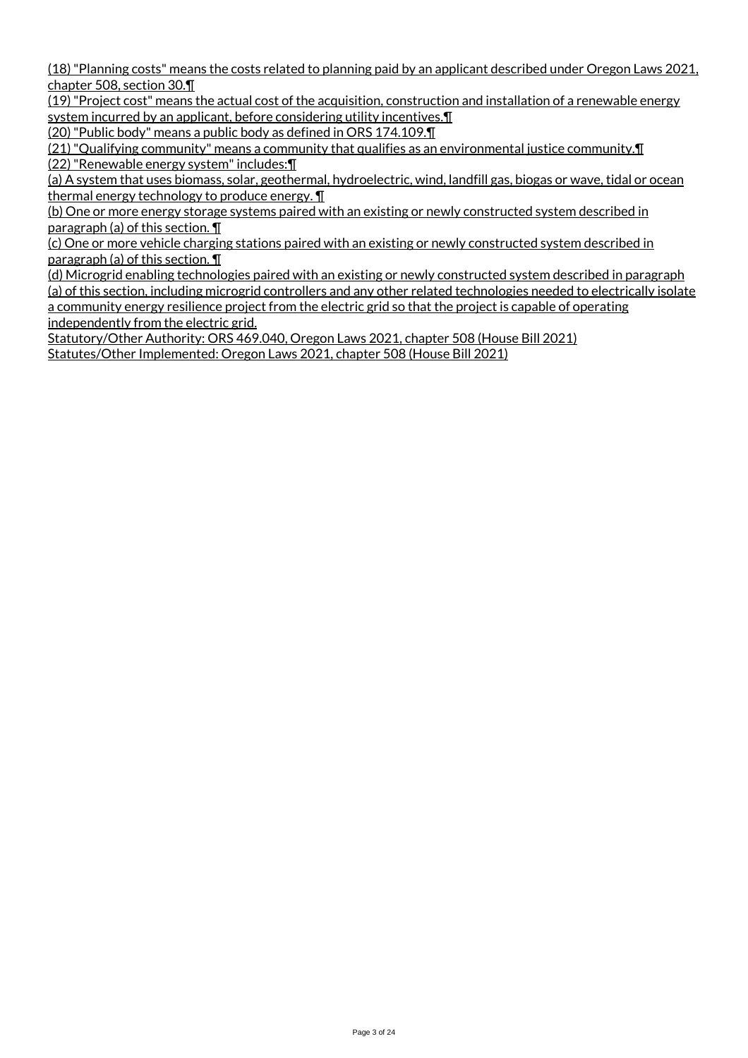(18) "Planning costs" means the costs related to planning paid by an applicant described under Oregon Laws 2021, chapter 508, section 30.¶

(19) "Project cost" means the actual cost of the acquisition, construction and installation of a renewable energy system incurred by an applicant, before considering utility incentives.¶

(20) "Public body" means a public body as defined in ORS 174.109.¶

(21) "Qualifying community" means a community that qualifies as an environmental justice community.¶

(22) "Renewable energy system" includes:¶

(a) A system that uses biomass, solar, geothermal, hydroelectric, wind, landfill gas, biogas or wave, tidal or ocean thermal energy technology to produce energy. ¶

(b) One or more energy storage systems paired with an existing or newly constructed system described in paragraph (a) of this section. ¶

(c) One or more vehicle charging stations paired with an existing or newly constructed system described in paragraph (a) of this section. ¶

(d) Microgrid enabling technologies paired with an existing or newly constructed system described in paragraph (a) of this section, including microgrid controllers and any other related technologies needed to electrically isolate a community energy resilience project from the electric grid so that the project is capable of operating independently from the electric grid.

Statutory/Other Authority: ORS 469.040, Oregon Laws 2021, chapter 508 (House Bill 2021)

Statutes/Other Implemented: Oregon Laws 2021, chapter 508 (House Bill 2021)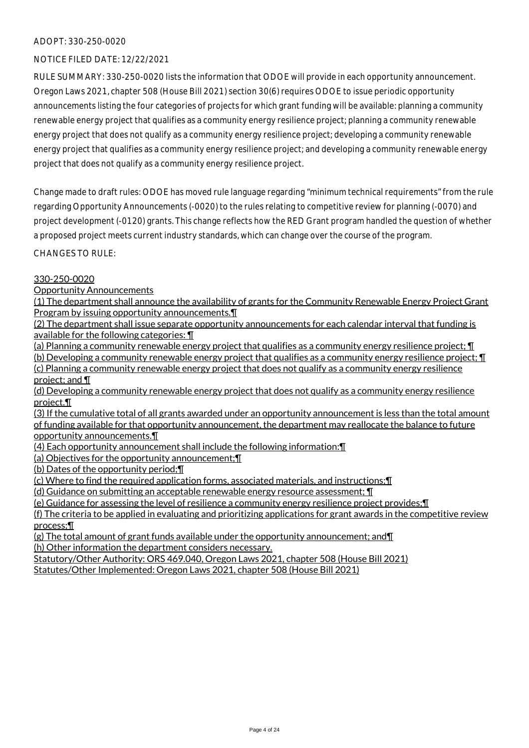ADOPT: 330-250-0020

NOTICE FILED DATE: 12/22/2021

RULE SUMMARY: 330-250-0020 lists the information that ODOE will provide in each opportunity announcement. Oregon Laws 2021, chapter 508 (House Bill 2021) section 30(6) requires ODOE to issue periodic opportunity announcements listing the four categories of projects for which grant funding will be available: planning a community renewable energy project that qualifies as a community energy resilience project; planning a community renewable energy project that does not qualify as a community energy resilience project; developing a community renewable energy project that qualifies as a community energy resilience project; and developing a community renewable energy project that does not qualify as a community energy resilience project.

Change made to draft rules: ODOE has moved rule language regarding "minimum technical requirements" from the rule regarding Opportunity Announcements (-0020) to the rules relating to competitive review for planning (-0070) and project development (-0120) grants. This change reflects how the RED Grant program handled the question of whether a proposed project meets current industry standards, which can change over the course of the program.

CHANGES TO RULE:

330-250-0020
Opportunity Announcements
(1) The department shall announce the availability of grants for the Community Renewable Energy Project Grant Program by issuing opportunity announcements.¶
(2) The department shall issue separate opportunity announcements for each calendar interval that funding is available for the following categories: ¶
(a) Planning a community renewable energy project that qualifies as a community energy resilience project; ¶
(b) Developing a community renewable energy project that qualifies as a community energy resilience project; ¶
(c) Planning a community renewable energy project that does not qualify as a community energy resilience project; and ¶
(d) Developing a community renewable energy project that does not qualify as a community energy resilience project.¶
(3) If the cumulative total of all grants awarded under an opportunity announcement is less than the total amount of funding available for that opportunity announcement, the department may reallocate the balance to future opportunity announcements.¶
(4) Each opportunity announcement shall include the following information:¶
(a) Objectives for the opportunity announcement;¶
(b) Dates of the opportunity period;¶
(c) Where to find the required application forms, associated materials, and instructions;¶
(d) Guidance on submitting an acceptable renewable energy resource assessment; ¶
(e) Guidance for assessing the level of resilience a community energy resilience project provides;¶
(f) The criteria to be applied in evaluating and prioritizing applications for grant awards in the competitive review process;¶
(g) The total amount of grant funds available under the opportunity announcement; and¶
(h) Other information the department considers necessary.
Statutory/Other Authority: ORS 469.040, Oregon Laws 2021, chapter 508 (House Bill 2021)
Statutes/Other Implemented: Oregon Laws 2021, chapter 508 (House Bill 2021)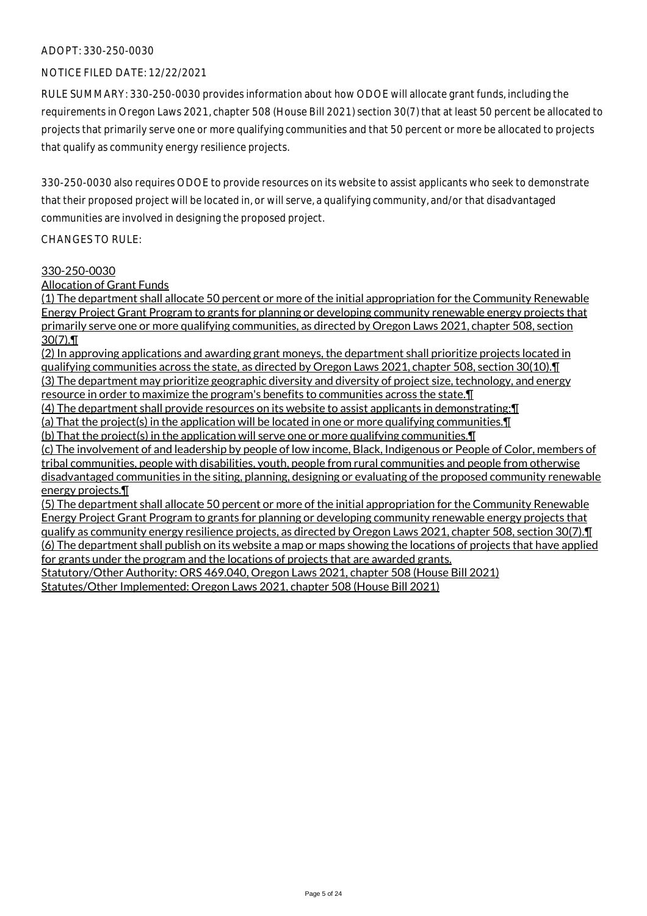ADOPT: 330-250-0030

NOTICE FILED DATE: 12/22/2021

RULE SUMMARY: 330-250-0030 provides information about how ODOE will allocate grant funds, including the requirements in Oregon Laws 2021, chapter 508 (House Bill 2021) section 30(7) that at least 50 percent be allocated to projects that primarily serve one or more qualifying communities and that 50 percent or more be allocated to projects that qualify as community energy resilience projects.

330-250-0030 also requires ODOE to provide resources on its website to assist applicants who seek to demonstrate that their proposed project will be located in, or will serve, a qualifying community, and/or that disadvantaged communities are involved in designing the proposed project.

CHANGES TO RULE:

330-250-0030

Allocation of Grant Funds

(1) The department shall allocate 50 percent or more of the initial appropriation for the Community Renewable Energy Project Grant Program to grants for planning or developing community renewable energy projects that primarily serve one or more qualifying communities, as directed by Oregon Laws 2021, chapter 508, section 30(7).¶

(2) In approving applications and awarding grant moneys, the department shall prioritize projects located in qualifying communities across the state, as directed by Oregon Laws 2021, chapter 508, section 30(10).¶

(3) The department may prioritize geographic diversity and diversity of project size, technology, and energy resource in order to maximize the program's benefits to communities across the state.¶

(4) The department shall provide resources on its website to assist applicants in demonstrating:¶

(a) That the project(s) in the application will be located in one or more qualifying communities.¶

(b) That the project(s) in the application will serve one or more qualifying communities.¶

(c) The involvement of and leadership by people of low income, Black, Indigenous or People of Color, members of tribal communities, people with disabilities, youth, people from rural communities and people from otherwise disadvantaged communities in the siting, planning, designing or evaluating of the proposed community renewable energy projects.¶

(5) The department shall allocate 50 percent or more of the initial appropriation for the Community Renewable Energy Project Grant Program to grants for planning or developing community renewable energy projects that qualify as community energy resilience projects, as directed by Oregon Laws 2021, chapter 508, section 30(7).¶

(6) The department shall publish on its website a map or maps showing the locations of projects that have applied for grants under the program and the locations of projects that are awarded grants.

Statutory/Other Authority: ORS 469.040, Oregon Laws 2021, chapter 508 (House Bill 2021)

Statutes/Other Implemented: Oregon Laws 2021, chapter 508 (House Bill 2021)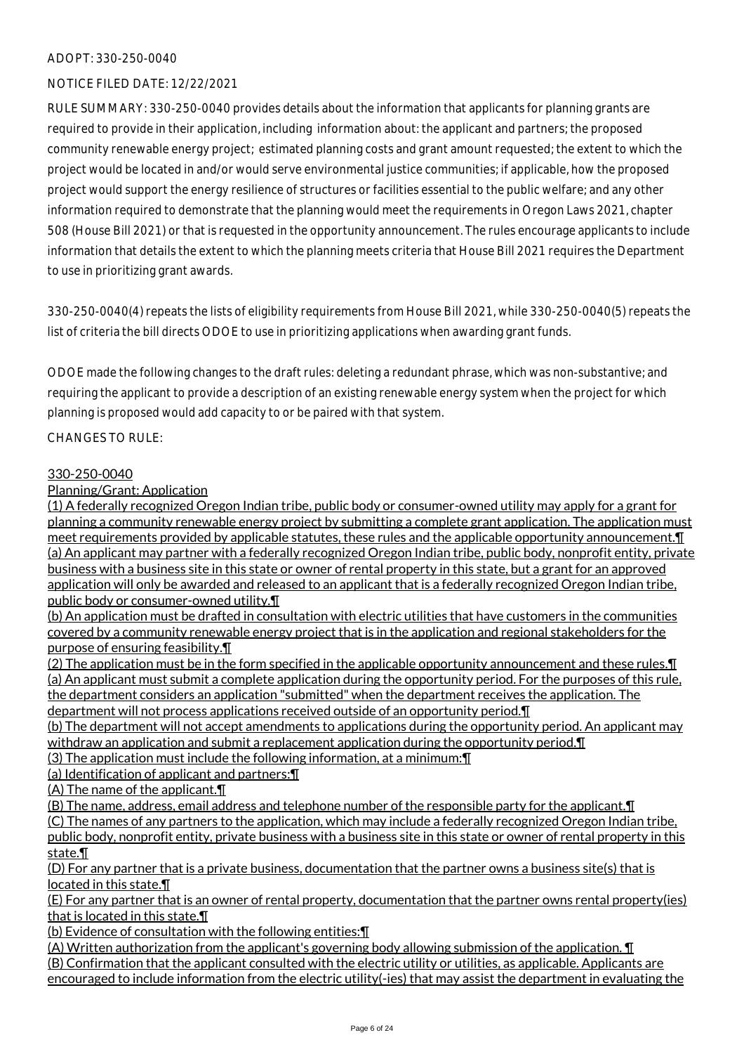ADOPT: 330-250-0040

NOTICE FILED DATE: 12/22/2021

RULE SUMMARY: 330-250-0040 provides details about the information that applicants for planning grants are required to provide in their application, including information about: the applicant and partners; the proposed community renewable energy project; estimated planning costs and grant amount requested; the extent to which the project would be located in and/or would serve environmental justice communities; if applicable, how the proposed project would support the energy resilience of structures or facilities essential to the public welfare; and any other information required to demonstrate that the planning would meet the requirements in Oregon Laws 2021, chapter 508 (House Bill 2021) or that is requested in the opportunity announcement. The rules encourage applicants to include information that details the extent to which the planning meets criteria that House Bill 2021 requires the Department to use in prioritizing grant awards.

330-250-0040(4) repeats the lists of eligibility requirements from House Bill 2021, while 330-250-0040(5) repeats the list of criteria the bill directs ODOE to use in prioritizing applications when awarding grant funds.

ODOE made the following changes to the draft rules: deleting a redundant phrase, which was non-substantive; and requiring the applicant to provide a description of an existing renewable energy system when the project for which planning is proposed would add capacity to or be paired with that system.

CHANGES TO RULE:

330-250-0040

Planning/Grant: Application

(1) A federally recognized Oregon Indian tribe, public body or consumer-owned utility may apply for a grant for planning a community renewable energy project by submitting a complete grant application. The application must meet requirements provided by applicable statutes, these rules and the applicable opportunity announcement.¶
(a) An applicant may partner with a federally recognized Oregon Indian tribe, public body, nonprofit entity, private business with a business site in this state or owner of rental property in this state, but a grant for an approved application will only be awarded and released to an applicant that is a federally recognized Oregon Indian tribe, public body or consumer-owned utility.¶
(b) An application must be drafted in consultation with electric utilities that have customers in the communities covered by a community renewable energy project that is in the application and regional stakeholders for the purpose of ensuring feasibility.¶
(2) The application must be in the form specified in the applicable opportunity announcement and these rules.¶
(a) An applicant must submit a complete application during the opportunity period. For the purposes of this rule, the department considers an application "submitted" when the department receives the application. The department will not process applications received outside of an opportunity period.¶
(b) The department will not accept amendments to applications during the opportunity period. An applicant may withdraw an application and submit a replacement application during the opportunity period.¶
(3) The application must include the following information, at a minimum:¶
(a) Identification of applicant and partners:¶
(A) The name of the applicant.¶
(B) The name, address, email address and telephone number of the responsible party for the applicant.¶
(C) The names of any partners to the application, which may include a federally recognized Oregon Indian tribe, public body, nonprofit entity, private business with a business site in this state or owner of rental property in this state.¶
(D) For any partner that is a private business, documentation that the partner owns a business site(s) that is located in this state.¶
(E) For any partner that is an owner of rental property, documentation that the partner owns rental property(ies) that is located in this state.¶
(b) Evidence of consultation with the following entities:¶
(A) Written authorization from the applicant's governing body allowing submission of the application. ¶
(B) Confirmation that the applicant consulted with the electric utility or utilities, as applicable. Applicants are encouraged to include information from the electric utility(-ies) that may assist the department in evaluating the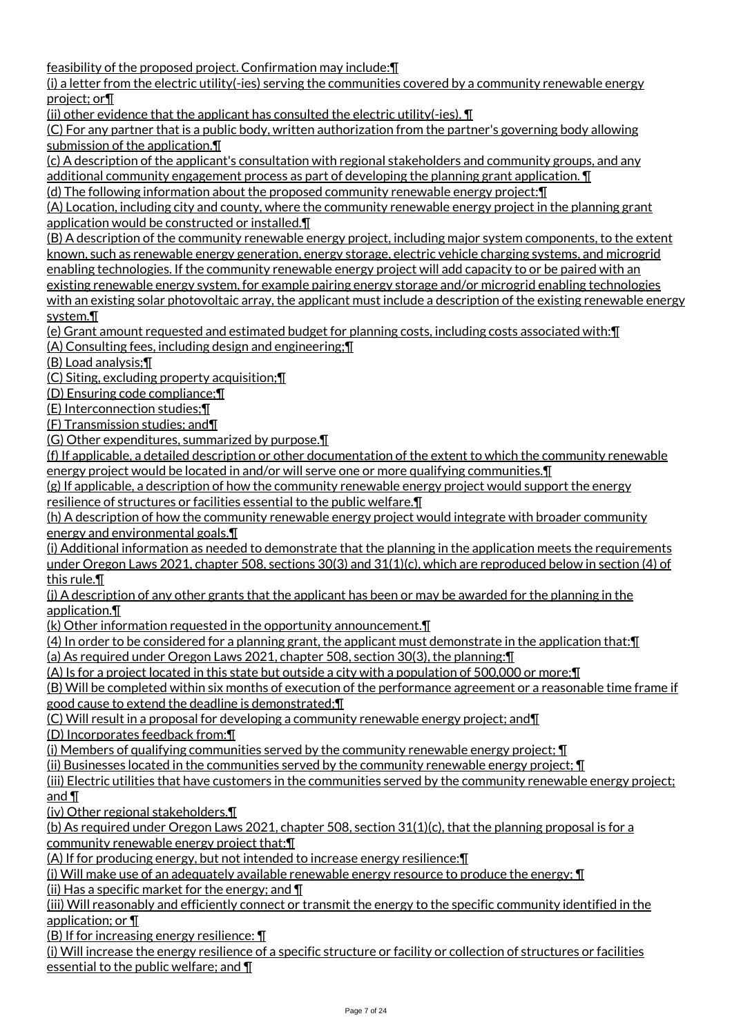feasibility of the proposed project. Confirmation may include:¶

(i) a letter from the electric utility(-ies) serving the communities covered by a community renewable energy project; or¶

(ii) other evidence that the applicant has consulted the electric utility(-ies). ¶

(C) For any partner that is a public body, written authorization from the partner's governing body allowing submission of the application.¶

(c) A description of the applicant's consultation with regional stakeholders and community groups, and any additional community engagement process as part of developing the planning grant application. ¶

(d) The following information about the proposed community renewable energy project:¶

(A) Location, including city and county, where the community renewable energy project in the planning grant application would be constructed or installed.¶

(B) A description of the community renewable energy project, including major system components, to the extent known, such as renewable energy generation, energy storage, electric vehicle charging systems, and microgrid enabling technologies. If the community renewable energy project will add capacity to or be paired with an existing renewable energy system, for example pairing energy storage and/or microgrid enabling technologies with an existing solar photovoltaic array, the applicant must include a description of the existing renewable energy system.¶

(e) Grant amount requested and estimated budget for planning costs, including costs associated with:¶

(A) Consulting fees, including design and engineering;¶

(B) Load analysis;¶

(C) Siting, excluding property acquisition;¶

(D) Ensuring code compliance;¶

(E) Interconnection studies;¶

(F) Transmission studies; and¶

(G) Other expenditures, summarized by purpose.¶

(f) If applicable, a detailed description or other documentation of the extent to which the community renewable energy project would be located in and/or will serve one or more qualifying communities.¶

(g) If applicable, a description of how the community renewable energy project would support the energy resilience of structures or facilities essential to the public welfare.¶

(h) A description of how the community renewable energy project would integrate with broader community energy and environmental goals.¶

(i) Additional information as needed to demonstrate that the planning in the application meets the requirements under Oregon Laws 2021, chapter 508, sections 30(3) and 31(1)(c), which are reproduced below in section (4) of this rule.¶

(j) A description of any other grants that the applicant has been or may be awarded for the planning in the application.¶

(k) Other information requested in the opportunity announcement.¶

(4) In order to be considered for a planning grant, the applicant must demonstrate in the application that:¶

(a) As required under Oregon Laws 2021, chapter 508, section 30(3), the planning:¶

(A) Is for a project located in this state but outside a city with a population of 500,000 or more;¶

(B) Will be completed within six months of execution of the performance agreement or a reasonable time frame if good cause to extend the deadline is demonstrated;¶

(C) Will result in a proposal for developing a community renewable energy project; and¶

(D) Incorporates feedback from:¶

(i) Members of qualifying communities served by the community renewable energy project; ¶

(ii) Businesses located in the communities served by the community renewable energy project; ¶

(iii) Electric utilities that have customers in the communities served by the community renewable energy project; and ¶

(iv) Other regional stakeholders.¶

(b) As required under Oregon Laws 2021, chapter 508, section 31(1)(c), that the planning proposal is for a community renewable energy project that:¶

(A) If for producing energy, but not intended to increase energy resilience:¶

(i) Will make use of an adequately available renewable energy resource to produce the energy; ¶

(ii) Has a specific market for the energy; and ¶

(iii) Will reasonably and efficiently connect or transmit the energy to the specific community identified in the application; or ¶

(B) If for increasing energy resilience: ¶

(i) Will increase the energy resilience of a specific structure or facility or collection of structures or facilities essential to the public welfare; and ¶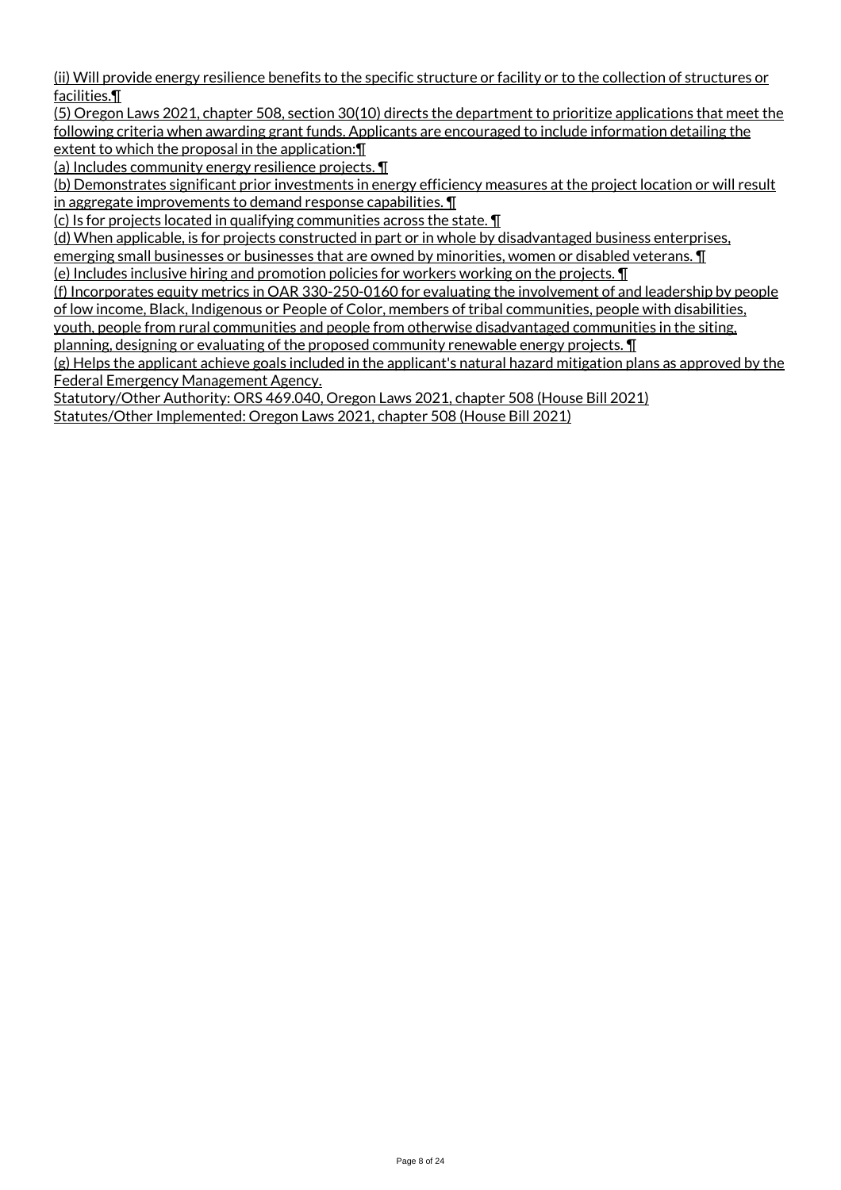(ii) Will provide energy resilience benefits to the specific structure or facility or to the collection of structures or facilities.¶

(5) Oregon Laws 2021, chapter 508, section 30(10) directs the department to prioritize applications that meet the following criteria when awarding grant funds. Applicants are encouraged to include information detailing the extent to which the proposal in the application:¶

(a) Includes community energy resilience projects. ¶

(b) Demonstrates significant prior investments in energy efficiency measures at the project location or will result in aggregate improvements to demand response capabilities. ¶

(c) Is for projects located in qualifying communities across the state. ¶

(d) When applicable, is for projects constructed in part or in whole by disadvantaged business enterprises, emerging small businesses or businesses that are owned by minorities, women or disabled veterans. ¶

(e) Includes inclusive hiring and promotion policies for workers working on the projects. ¶

(f) Incorporates equity metrics in OAR 330-250-0160 for evaluating the involvement of and leadership by people of low income, Black, Indigenous or People of Color, members of tribal communities, people with disabilities, youth, people from rural communities and people from otherwise disadvantaged communities in the siting, planning, designing or evaluating of the proposed community renewable energy projects. ¶

(g) Helps the applicant achieve goals included in the applicant's natural hazard mitigation plans as approved by the Federal Emergency Management Agency.

Statutory/Other Authority: ORS 469.040, Oregon Laws 2021, chapter 508 (House Bill 2021)

Statutes/Other Implemented: Oregon Laws 2021, chapter 508 (House Bill 2021)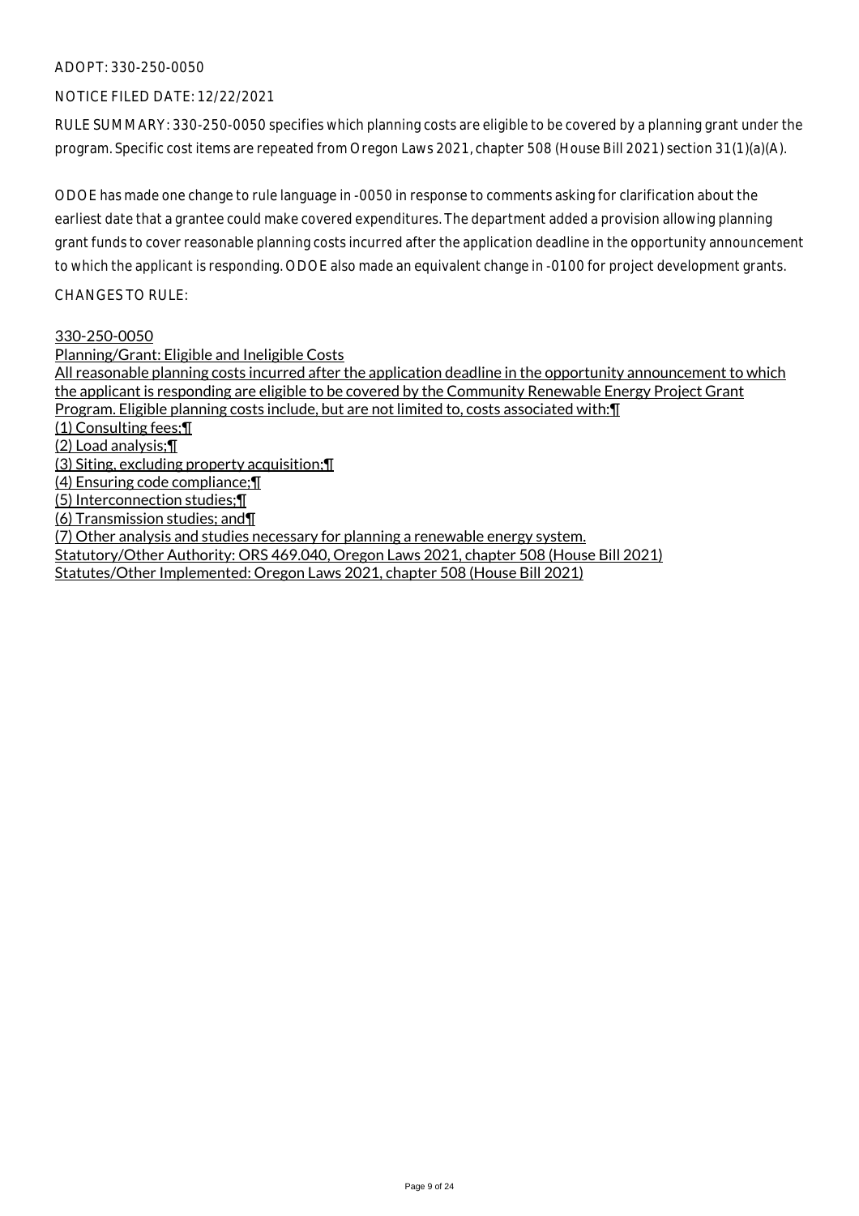ADOPT: 330-250-0050

NOTICE FILED DATE: 12/22/2021

RULE SUMMARY: 330-250-0050 specifies which planning costs are eligible to be covered by a planning grant under the program. Specific cost items are repeated from Oregon Laws 2021, chapter 508 (House Bill 2021) section 31(1)(a)(A).

ODOE has made one change to rule language in -0050 in response to comments asking for clarification about the earliest date that a grantee could make covered expenditures. The department added a provision allowing planning grant funds to cover reasonable planning costs incurred after the application deadline in the opportunity announcement to which the applicant is responding. ODOE also made an equivalent change in -0100 for project development grants.

CHANGES TO RULE:

330-250-0050

Planning/Grant: Eligible and Ineligible Costs

All reasonable planning costs incurred after the application deadline in the opportunity announcement to which the applicant is responding are eligible to be covered by the Community Renewable Energy Project Grant Program. Eligible planning costs include, but are not limited to, costs associated with:¶

(1) Consulting fees;¶

(2) Load analysis;¶

(3) Siting, excluding property acquisition;¶

(4) Ensuring code compliance;¶

(5) Interconnection studies;¶

(6) Transmission studies; and¶

(7) Other analysis and studies necessary for planning a renewable energy system.

Statutory/Other Authority: ORS 469.040, Oregon Laws 2021, chapter 508 (House Bill 2021)

Statutes/Other Implemented: Oregon Laws 2021, chapter 508 (House Bill 2021)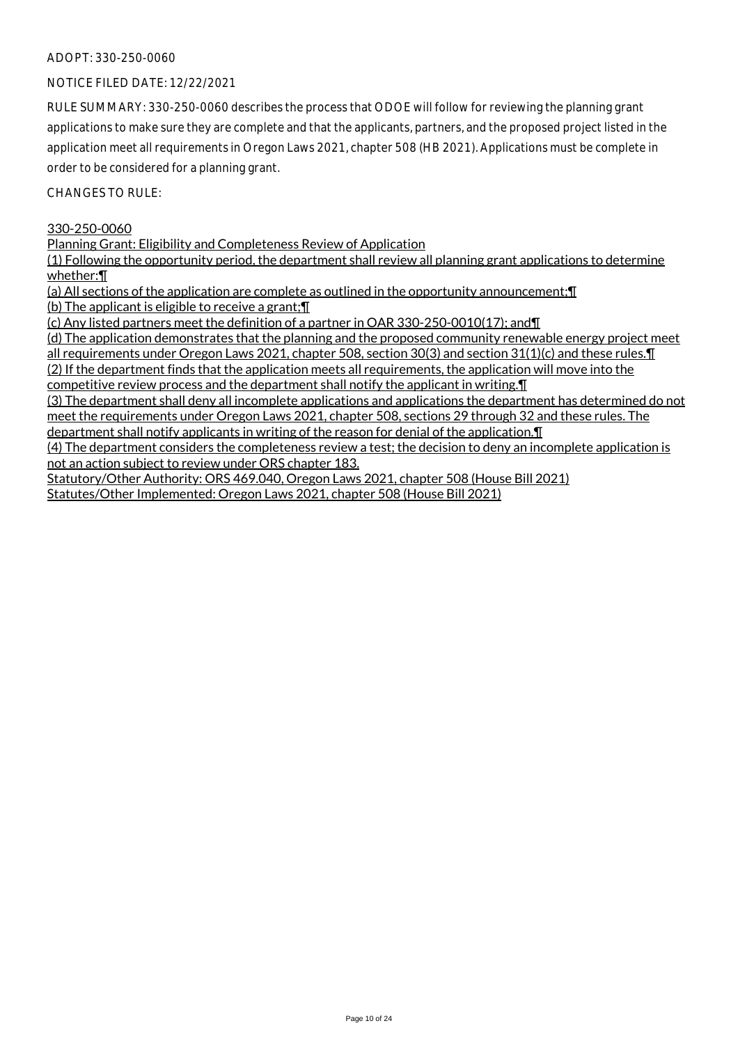ADOPT: 330-250-0060

NOTICE FILED DATE: 12/22/2021

RULE SUMMARY: 330-250-0060 describes the process that ODOE will follow for reviewing the planning grant applications to make sure they are complete and that the applicants, partners, and the proposed project listed in the application meet all requirements in Oregon Laws 2021, chapter 508 (HB 2021). Applications must be complete in order to be considered for a planning grant.

CHANGES TO RULE:

330-250-0060
Planning Grant: Eligibility and Completeness Review of Application
(1) Following the opportunity period, the department shall review all planning grant applications to determine whether:¶
(a) All sections of the application are complete as outlined in the opportunity announcement;¶
(b) The applicant is eligible to receive a grant;¶
(c) Any listed partners meet the definition of a partner in OAR 330-250-0010(17); and¶
(d) The application demonstrates that the planning and the proposed community renewable energy project meet all requirements under Oregon Laws 2021, chapter 508, section 30(3) and section 31(1)(c) and these rules.¶
(2) If the department finds that the application meets all requirements, the application will move into the competitive review process and the department shall notify the applicant in writing.¶
(3) The department shall deny all incomplete applications and applications the department has determined do not meet the requirements under Oregon Laws 2021, chapter 508, sections 29 through 32 and these rules. The department shall notify applicants in writing of the reason for denial of the application.¶
(4) The department considers the completeness review a test; the decision to deny an incomplete application is not an action subject to review under ORS chapter 183.
Statutory/Other Authority: ORS 469.040, Oregon Laws 2021, chapter 508 (House Bill 2021)
Statutes/Other Implemented: Oregon Laws 2021, chapter 508 (House Bill 2021)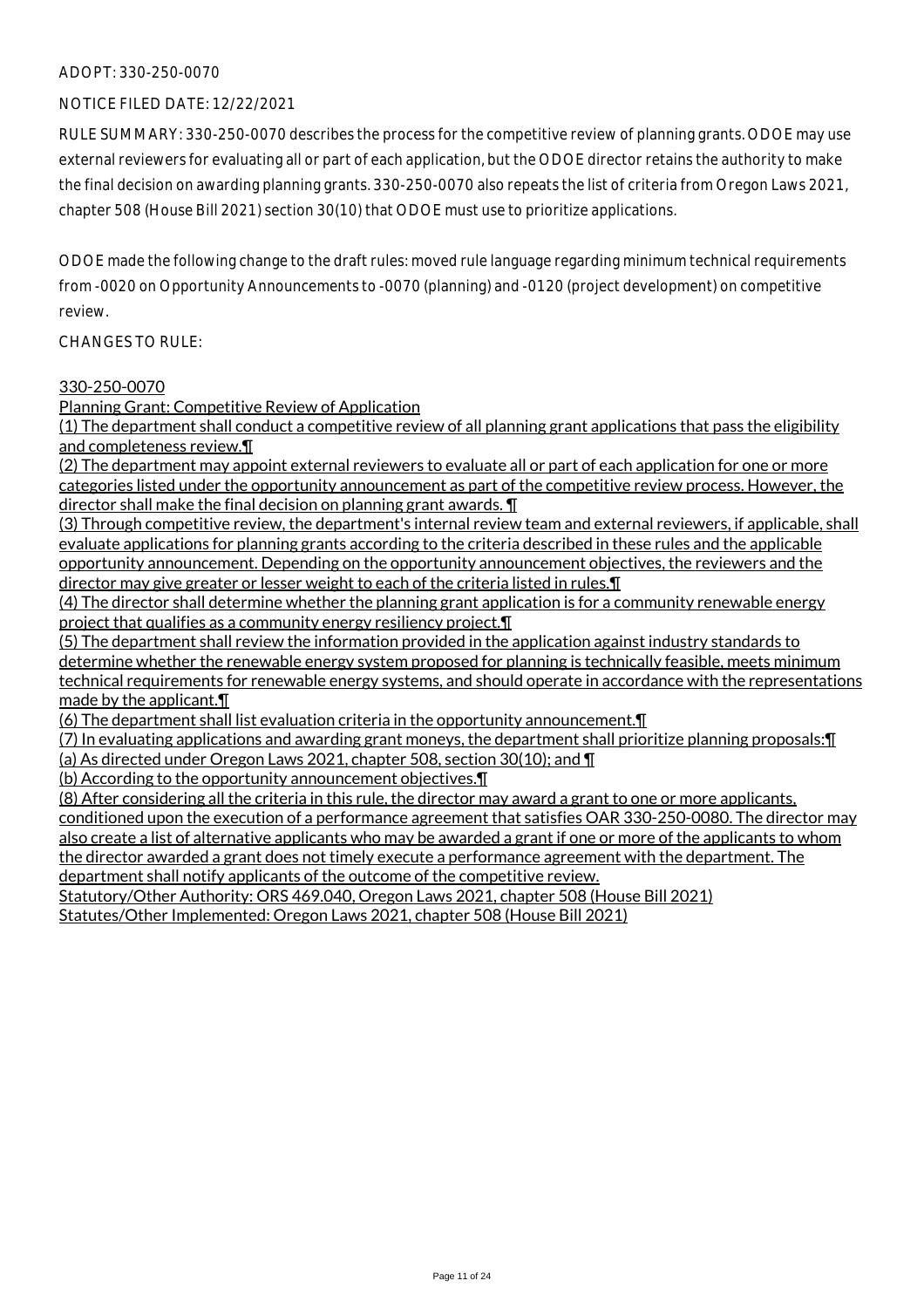ADOPT: 330-250-0070

NOTICE FILED DATE: 12/22/2021

RULE SUMMARY: 330-250-0070 describes the process for the competitive review of planning grants. ODOE may use external reviewers for evaluating all or part of each application, but the ODOE director retains the authority to make the final decision on awarding planning grants. 330-250-0070 also repeats the list of criteria from Oregon Laws 2021, chapter 508 (House Bill 2021) section 30(10) that ODOE must use to prioritize applications.

ODOE made the following change to the draft rules: moved rule language regarding minimum technical requirements from -0020 on Opportunity Announcements to -0070 (planning) and -0120 (project development) on competitive review.

CHANGES TO RULE:

330-250-0070
Planning Grant: Competitive Review of Application
(1) The department shall conduct a competitive review of all planning grant applications that pass the eligibility and completeness review.¶
(2) The department may appoint external reviewers to evaluate all or part of each application for one or more categories listed under the opportunity announcement as part of the competitive review process. However, the director shall make the final decision on planning grant awards. ¶
(3) Through competitive review, the department's internal review team and external reviewers, if applicable, shall evaluate applications for planning grants according to the criteria described in these rules and the applicable opportunity announcement. Depending on the opportunity announcement objectives, the reviewers and the director may give greater or lesser weight to each of the criteria listed in rules.¶
(4) The director shall determine whether the planning grant application is for a community renewable energy project that qualifies as a community energy resiliency project.¶
(5) The department shall review the information provided in the application against industry standards to determine whether the renewable energy system proposed for planning is technically feasible, meets minimum technical requirements for renewable energy systems, and should operate in accordance with the representations made by the applicant.¶
(6) The department shall list evaluation criteria in the opportunity announcement.¶
(7) In evaluating applications and awarding grant moneys, the department shall prioritize planning proposals:¶
(a) As directed under Oregon Laws 2021, chapter 508, section 30(10); and ¶
(b) According to the opportunity announcement objectives.¶
(8) After considering all the criteria in this rule, the director may award a grant to one or more applicants, conditioned upon the execution of a performance agreement that satisfies OAR 330-250-0080. The director may also create a list of alternative applicants who may be awarded a grant if one or more of the applicants to whom the director awarded a grant does not timely execute a performance agreement with the department. The department shall notify applicants of the outcome of the competitive review.
Statutory/Other Authority: ORS 469.040, Oregon Laws 2021, chapter 508 (House Bill 2021)
Statutes/Other Implemented: Oregon Laws 2021, chapter 508 (House Bill 2021)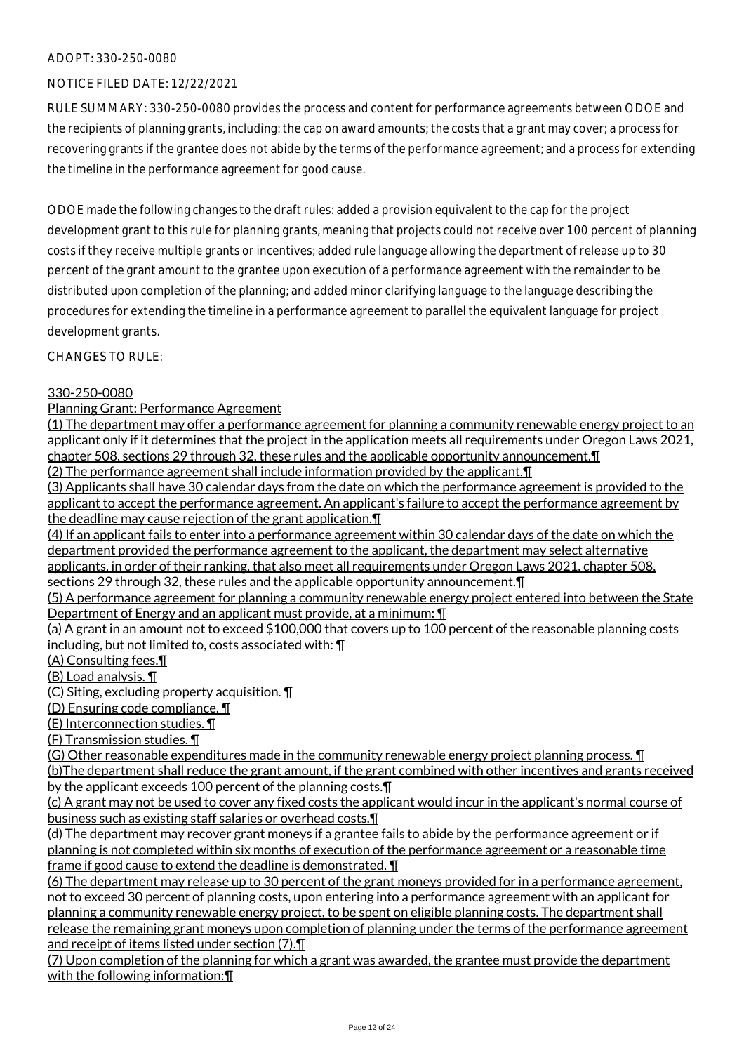ADOPT: 330-250-0080

NOTICE FILED DATE: 12/22/2021

RULE SUMMARY: 330-250-0080 provides the process and content for performance agreements between ODOE and the recipients of planning grants, including: the cap on award amounts; the costs that a grant may cover; a process for recovering grants if the grantee does not abide by the terms of the performance agreement; and a process for extending the timeline in the performance agreement for good cause.

ODOE made the following changes to the draft rules: added a provision equivalent to the cap for the project development grant to this rule for planning grants, meaning that projects could not receive over 100 percent of planning costs if they receive multiple grants or incentives; added rule language allowing the department of release up to 30 percent of the grant amount to the grantee upon execution of a performance agreement with the remainder to be distributed upon completion of the planning; and added minor clarifying language to the language describing the procedures for extending the timeline in a performance agreement to parallel the equivalent language for project development grants.

CHANGES TO RULE:

330-250-0080

Planning Grant: Performance Agreement

(1) The department may offer a performance agreement for planning a community renewable energy project to an applicant only if it determines that the project in the application meets all requirements under Oregon Laws 2021, chapter 508, sections 29 through 32, these rules and the applicable opportunity announcement.¶

(2) The performance agreement shall include information provided by the applicant.¶

(3) Applicants shall have 30 calendar days from the date on which the performance agreement is provided to the applicant to accept the performance agreement. An applicant's failure to accept the performance agreement by the deadline may cause rejection of the grant application.¶

(4) If an applicant fails to enter into a performance agreement within 30 calendar days of the date on which the department provided the performance agreement to the applicant, the department may select alternative applicants, in order of their ranking, that also meet all requirements under Oregon Laws 2021, chapter 508, sections 29 through 32, these rules and the applicable opportunity announcement.¶

(5) A performance agreement for planning a community renewable energy project entered into between the State Department of Energy and an applicant must provide, at a minimum: ¶

(a) A grant in an amount not to exceed $100,000 that covers up to 100 percent of the reasonable planning costs including, but not limited to, costs associated with: ¶

(A) Consulting fees.¶

(B) Load analysis. ¶

(C) Siting, excluding property acquisition. ¶

(D) Ensuring code compliance. ¶

(E) Interconnection studies. ¶

(F) Transmission studies. ¶

(G) Other reasonable expenditures made in the community renewable energy project planning process. ¶

(b)The department shall reduce the grant amount, if the grant combined with other incentives and grants received by the applicant exceeds 100 percent of the planning costs.¶

(c) A grant may not be used to cover any fixed costs the applicant would incur in the applicant's normal course of business such as existing staff salaries or overhead costs.¶

(d) The department may recover grant moneys if a grantee fails to abide by the performance agreement or if planning is not completed within six months of execution of the performance agreement or a reasonable time frame if good cause to extend the deadline is demonstrated. ¶

(6) The department may release up to 30 percent of the grant moneys provided for in a performance agreement, not to exceed 30 percent of planning costs, upon entering into a performance agreement with an applicant for planning a community renewable energy project, to be spent on eligible planning costs. The department shall release the remaining grant moneys upon completion of planning under the terms of the performance agreement and receipt of items listed under section (7).¶

(7) Upon completion of the planning for which a grant was awarded, the grantee must provide the department with the following information:¶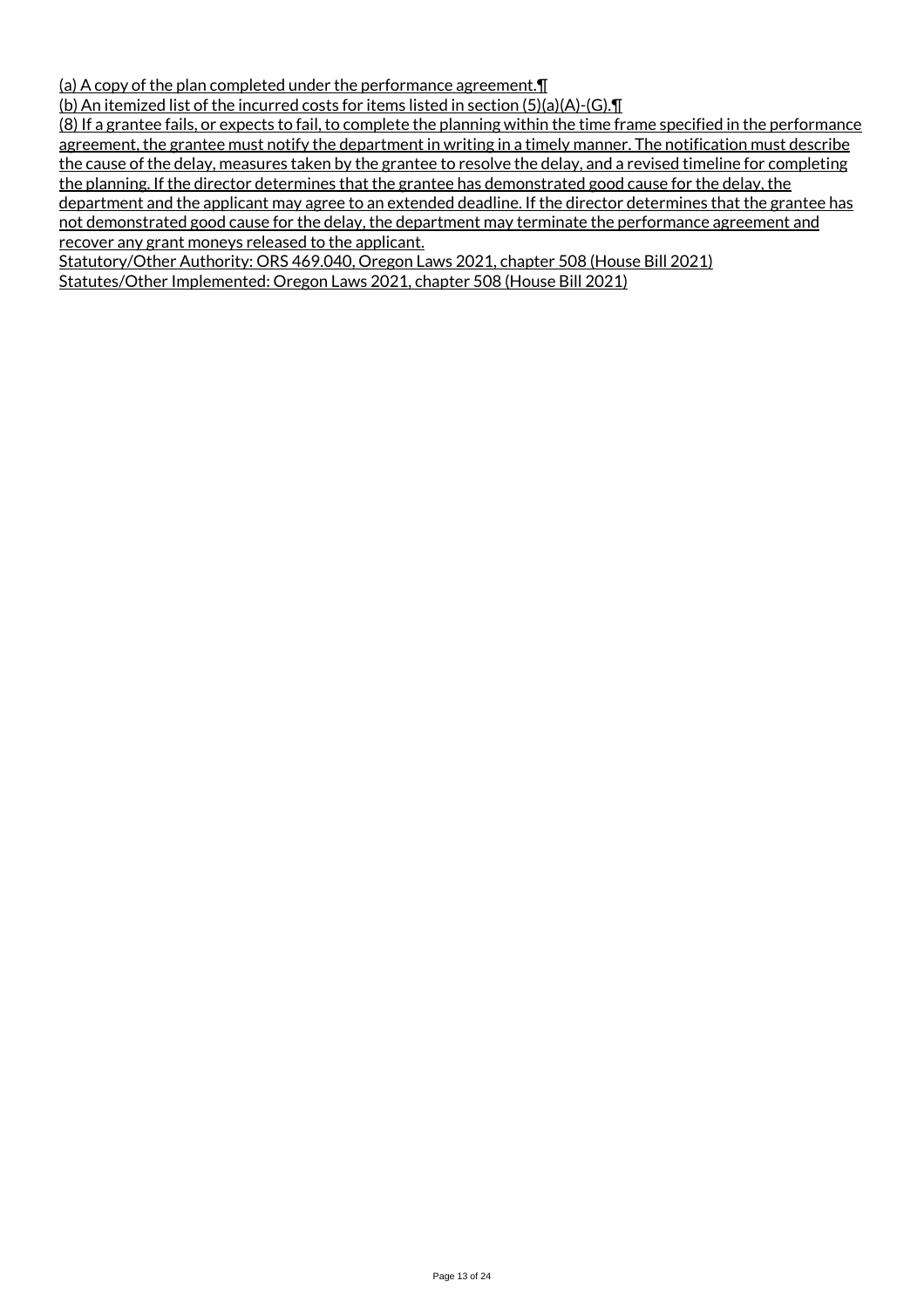(a) A copy of the plan completed under the performance agreement.¶

(b) An itemized list of the incurred costs for items listed in section (5)(a)(A)-(G).¶

(8) If a grantee fails, or expects to fail, to complete the planning within the time frame specified in the performance agreement, the grantee must notify the department in writing in a timely manner. The notification must describe the cause of the delay, measures taken by the grantee to resolve the delay, and a revised timeline for completing the planning. If the director determines that the grantee has demonstrated good cause for the delay, the department and the applicant may agree to an extended deadline. If the director determines that the grantee has not demonstrated good cause for the delay, the department may terminate the performance agreement and recover any grant moneys released to the applicant.

Statutory/Other Authority: ORS 469.040, Oregon Laws 2021, chapter 508 (House Bill 2021)

Statutes/Other Implemented: Oregon Laws 2021, chapter 508 (House Bill 2021)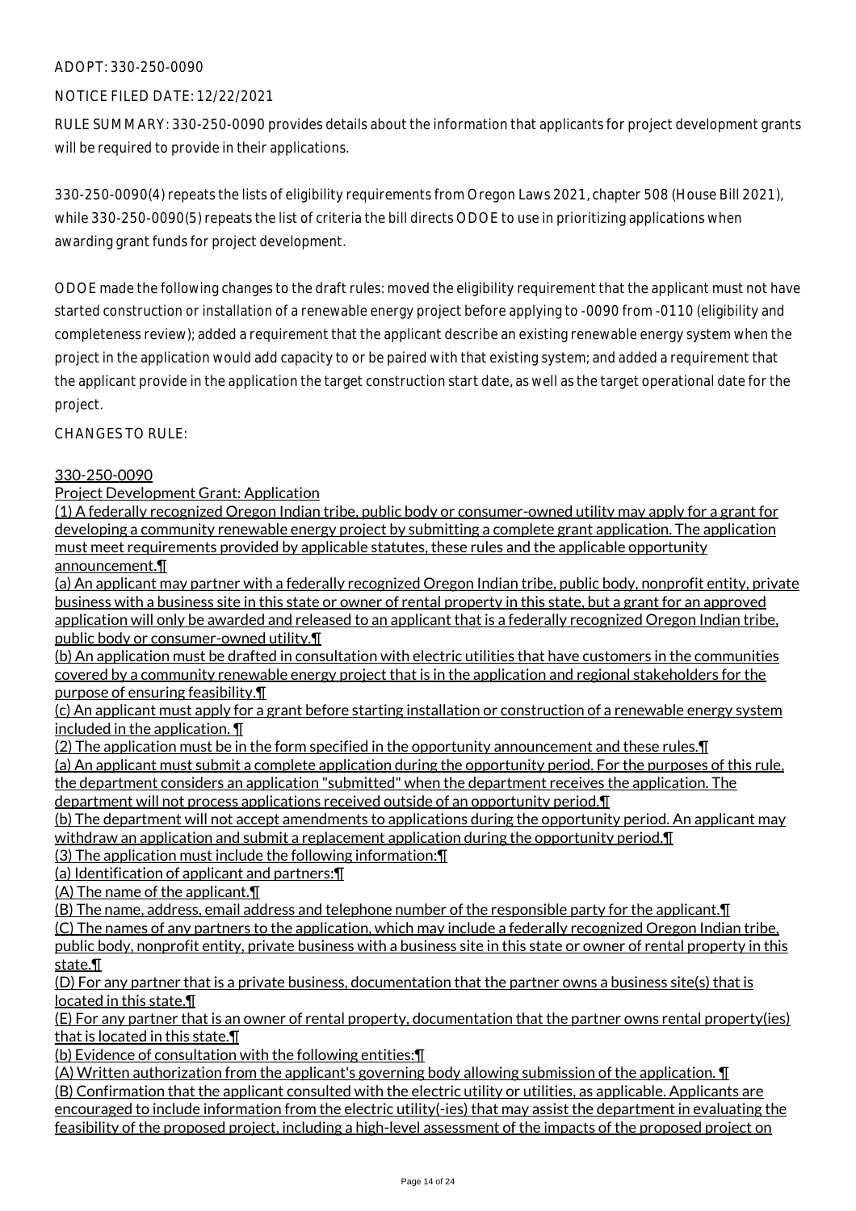ADOPT: 330-250-0090

NOTICE FILED DATE: 12/22/2021

RULE SUMMARY: 330-250-0090 provides details about the information that applicants for project development grants will be required to provide in their applications.

330-250-0090(4) repeats the lists of eligibility requirements from Oregon Laws 2021, chapter 508 (House Bill 2021), while 330-250-0090(5) repeats the list of criteria the bill directs ODOE to use in prioritizing applications when awarding grant funds for project development.

ODOE made the following changes to the draft rules: moved the eligibility requirement that the applicant must not have started construction or installation of a renewable energy project before applying to -0090 from -0110 (eligibility and completeness review); added a requirement that the applicant describe an existing renewable energy system when the project in the application would add capacity to or be paired with that existing system; and added a requirement that the applicant provide in the application the target construction start date, as well as the target operational date for the project.

CHANGES TO RULE:

330-250-0090

Project Development Grant: Application

(1) A federally recognized Oregon Indian tribe, public body or consumer-owned utility may apply for a grant for developing a community renewable energy project by submitting a complete grant application. The application must meet requirements provided by applicable statutes, these rules and the applicable opportunity announcement.¶

(a) An applicant may partner with a federally recognized Oregon Indian tribe, public body, nonprofit entity, private business with a business site in this state or owner of rental property in this state, but a grant for an approved application will only be awarded and released to an applicant that is a federally recognized Oregon Indian tribe, public body or consumer-owned utility.¶

(b) An application must be drafted in consultation with electric utilities that have customers in the communities covered by a community renewable energy project that is in the application and regional stakeholders for the purpose of ensuring feasibility.¶

(c) An applicant must apply for a grant before starting installation or construction of a renewable energy system included in the application. ¶

(2) The application must be in the form specified in the opportunity announcement and these rules.¶

(a) An applicant must submit a complete application during the opportunity period. For the purposes of this rule, the department considers an application "submitted" when the department receives the application. The department will not process applications received outside of an opportunity period.¶

(b) The department will not accept amendments to applications during the opportunity period. An applicant may withdraw an application and submit a replacement application during the opportunity period.¶

(3) The application must include the following information:¶

(a) Identification of applicant and partners:¶

(A) The name of the applicant.¶

(B) The name, address, email address and telephone number of the responsible party for the applicant.¶

(C) The names of any partners to the application, which may include a federally recognized Oregon Indian tribe, public body, nonprofit entity, private business with a business site in this state or owner of rental property in this state.¶

(D) For any partner that is a private business, documentation that the partner owns a business site(s) that is located in this state.¶

(E) For any partner that is an owner of rental property, documentation that the partner owns rental property(ies) that is located in this state.¶

(b) Evidence of consultation with the following entities:¶

(A) Written authorization from the applicant's governing body allowing submission of the application. ¶

(B) Confirmation that the applicant consulted with the electric utility or utilities, as applicable. Applicants are encouraged to include information from the electric utility(-ies) that may assist the department in evaluating the feasibility of the proposed project, including a high-level assessment of the impacts of the proposed project on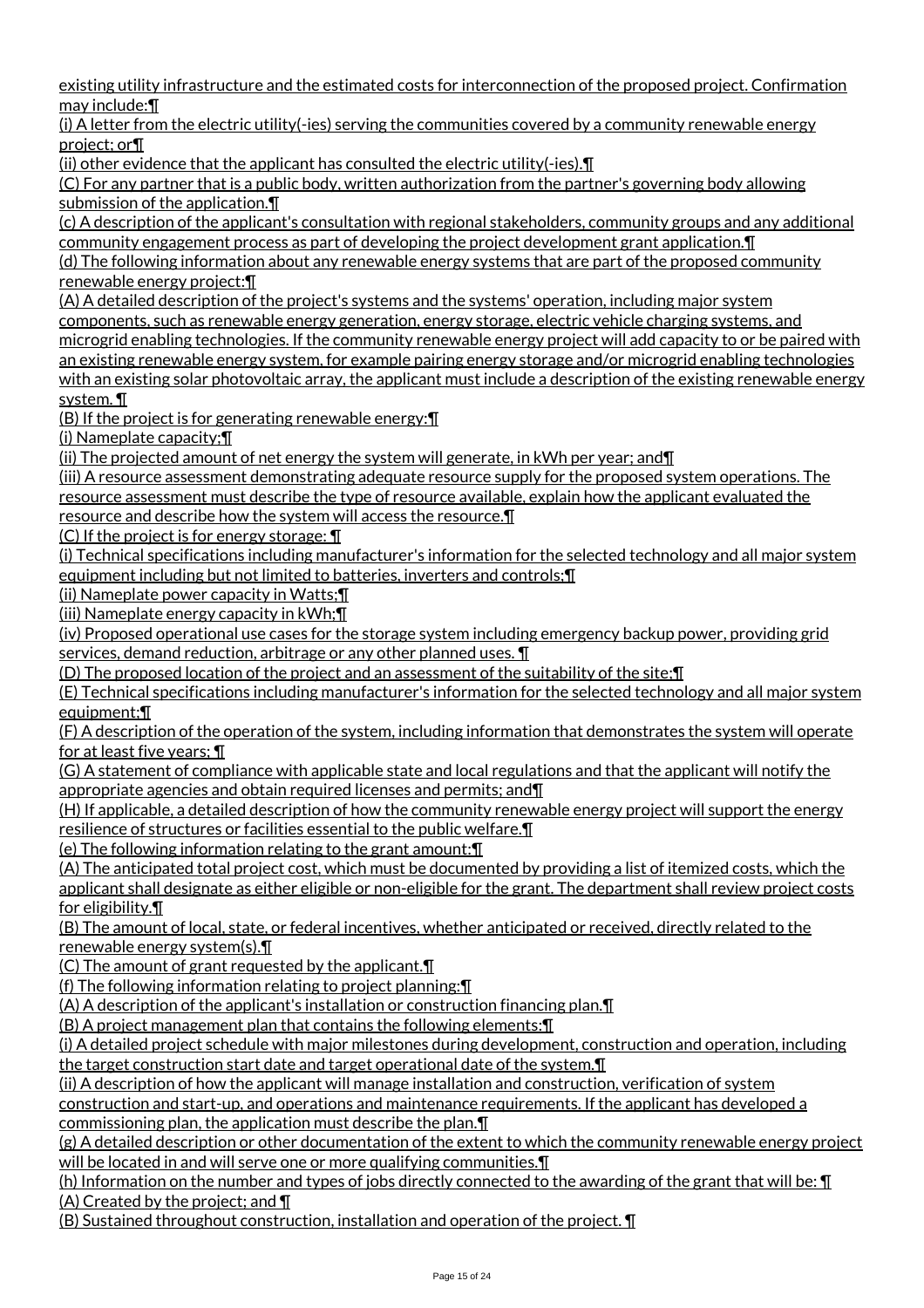existing utility infrastructure and the estimated costs for interconnection of the proposed project. Confirmation may include:¶

(i) A letter from the electric utility(-ies) serving the communities covered by a community renewable energy project; or¶

(ii) other evidence that the applicant has consulted the electric utility(-ies).¶

(C) For any partner that is a public body, written authorization from the partner's governing body allowing submission of the application.¶

(c) A description of the applicant's consultation with regional stakeholders, community groups and any additional community engagement process as part of developing the project development grant application.¶

(d) The following information about any renewable energy systems that are part of the proposed community renewable energy project:¶

(A) A detailed description of the project's systems and the systems' operation, including major system components, such as renewable energy generation, energy storage, electric vehicle charging systems, and microgrid enabling technologies. If the community renewable energy project will add capacity to or be paired with an existing renewable energy system, for example pairing energy storage and/or microgrid enabling technologies with an existing solar photovoltaic array, the applicant must include a description of the existing renewable energy system. ¶

(B) If the project is for generating renewable energy:¶

(i) Nameplate capacity;¶

(ii) The projected amount of net energy the system will generate, in kWh per year; and¶

(iii) A resource assessment demonstrating adequate resource supply for the proposed system operations. The resource assessment must describe the type of resource available, explain how the applicant evaluated the resource and describe how the system will access the resource.¶

(C) If the project is for energy storage: ¶

(i) Technical specifications including manufacturer's information for the selected technology and all major system equipment including but not limited to batteries, inverters and controls;¶

(ii) Nameplate power capacity in Watts;¶

(iii) Nameplate energy capacity in kWh;¶

(iv) Proposed operational use cases for the storage system including emergency backup power, providing grid services, demand reduction, arbitrage or any other planned uses. ¶

(D) The proposed location of the project and an assessment of the suitability of the site;¶

(E) Technical specifications including manufacturer's information for the selected technology and all major system equipment;¶

(F) A description of the operation of the system, including information that demonstrates the system will operate for at least five years; ¶

(G) A statement of compliance with applicable state and local regulations and that the applicant will notify the appropriate agencies and obtain required licenses and permits; and¶

(H) If applicable, a detailed description of how the community renewable energy project will support the energy resilience of structures or facilities essential to the public welfare.¶

(e) The following information relating to the grant amount:¶

(A) The anticipated total project cost, which must be documented by providing a list of itemized costs, which the applicant shall designate as either eligible or non-eligible for the grant. The department shall review project costs for eligibility.¶

(B) The amount of local, state, or federal incentives, whether anticipated or received, directly related to the renewable energy system(s).¶

(C) The amount of grant requested by the applicant.¶

(f) The following information relating to project planning:¶

(A) A description of the applicant's installation or construction financing plan.¶

(B) A project management plan that contains the following elements:¶

(i) A detailed project schedule with major milestones during development, construction and operation, including the target construction start date and target operational date of the system.¶

(ii) A description of how the applicant will manage installation and construction, verification of system construction and start-up, and operations and maintenance requirements. If the applicant has developed a commissioning plan, the application must describe the plan.¶

(g) A detailed description or other documentation of the extent to which the community renewable energy project will be located in and will serve one or more qualifying communities.¶

(h) Information on the number and types of jobs directly connected to the awarding of the grant that will be: ¶

(A) Created by the project; and ¶

(B) Sustained throughout construction, installation and operation of the project. ¶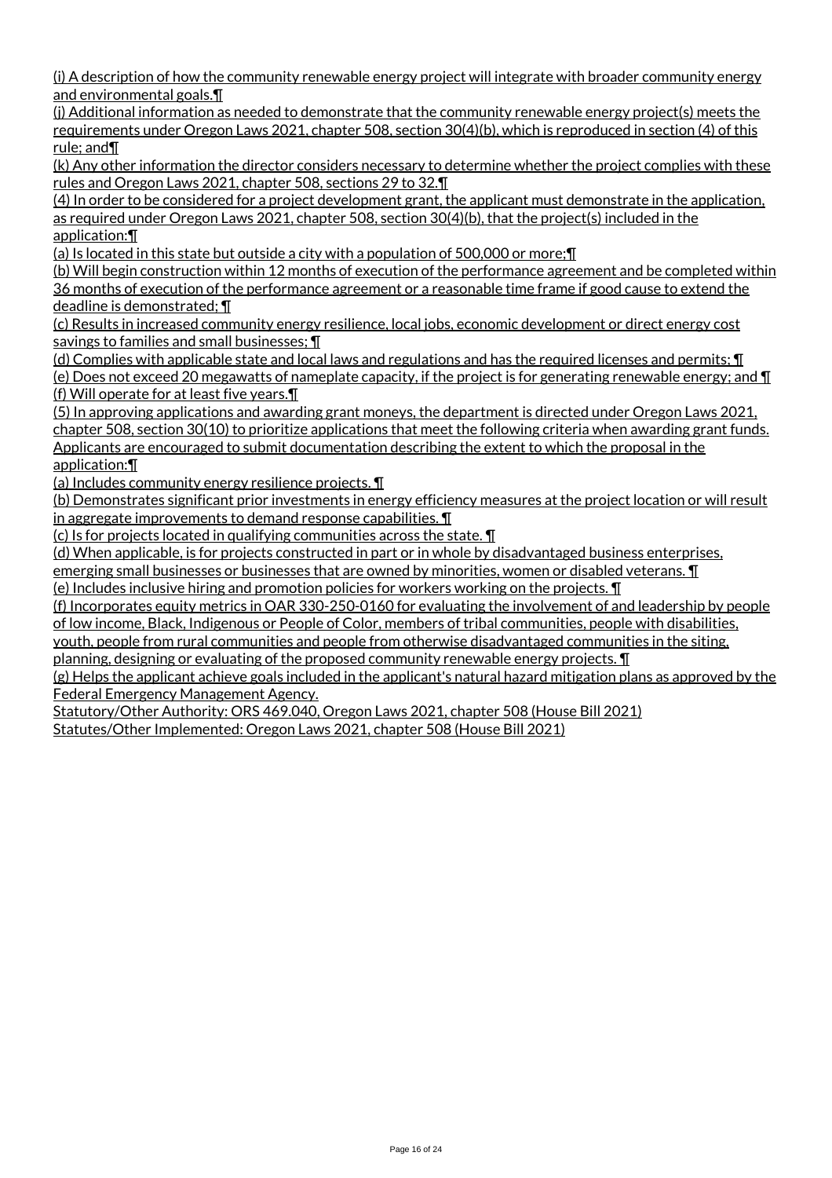(i) A description of how the community renewable energy project will integrate with broader community energy and environmental goals.¶

(j) Additional information as needed to demonstrate that the community renewable energy project(s) meets the requirements under Oregon Laws 2021, chapter 508, section 30(4)(b), which is reproduced in section (4) of this rule; and¶

(k) Any other information the director considers necessary to determine whether the project complies with these rules and Oregon Laws 2021, chapter 508, sections 29 to 32.¶

(4) In order to be considered for a project development grant, the applicant must demonstrate in the application, as required under Oregon Laws 2021, chapter 508, section 30(4)(b), that the project(s) included in the application:¶

(a) Is located in this state but outside a city with a population of 500,000 or more;¶

(b) Will begin construction within 12 months of execution of the performance agreement and be completed within 36 months of execution of the performance agreement or a reasonable time frame if good cause to extend the deadline is demonstrated; ¶

(c) Results in increased community energy resilience, local jobs, economic development or direct energy cost savings to families and small businesses; ¶

(d) Complies with applicable state and local laws and regulations and has the required licenses and permits; ¶

(e) Does not exceed 20 megawatts of nameplate capacity, if the project is for generating renewable energy; and ¶

(f) Will operate for at least five years.¶

(5) In approving applications and awarding grant moneys, the department is directed under Oregon Laws 2021, chapter 508, section 30(10) to prioritize applications that meet the following criteria when awarding grant funds. Applicants are encouraged to submit documentation describing the extent to which the proposal in the application:¶

(a) Includes community energy resilience projects. ¶

(b) Demonstrates significant prior investments in energy efficiency measures at the project location or will result in aggregate improvements to demand response capabilities. ¶

(c) Is for projects located in qualifying communities across the state. ¶

(d) When applicable, is for projects constructed in part or in whole by disadvantaged business enterprises, emerging small businesses or businesses that are owned by minorities, women or disabled veterans. ¶

(e) Includes inclusive hiring and promotion policies for workers working on the projects. ¶

(f) Incorporates equity metrics in OAR 330-250-0160 for evaluating the involvement of and leadership by people of low income, Black, Indigenous or People of Color, members of tribal communities, people with disabilities, youth, people from rural communities and people from otherwise disadvantaged communities in the siting, planning, designing or evaluating of the proposed community renewable energy projects. ¶

(g) Helps the applicant achieve goals included in the applicant's natural hazard mitigation plans as approved by the Federal Emergency Management Agency.

Statutory/Other Authority: ORS 469.040, Oregon Laws 2021, chapter 508 (House Bill 2021)
Statutes/Other Implemented: Oregon Laws 2021, chapter 508 (House Bill 2021)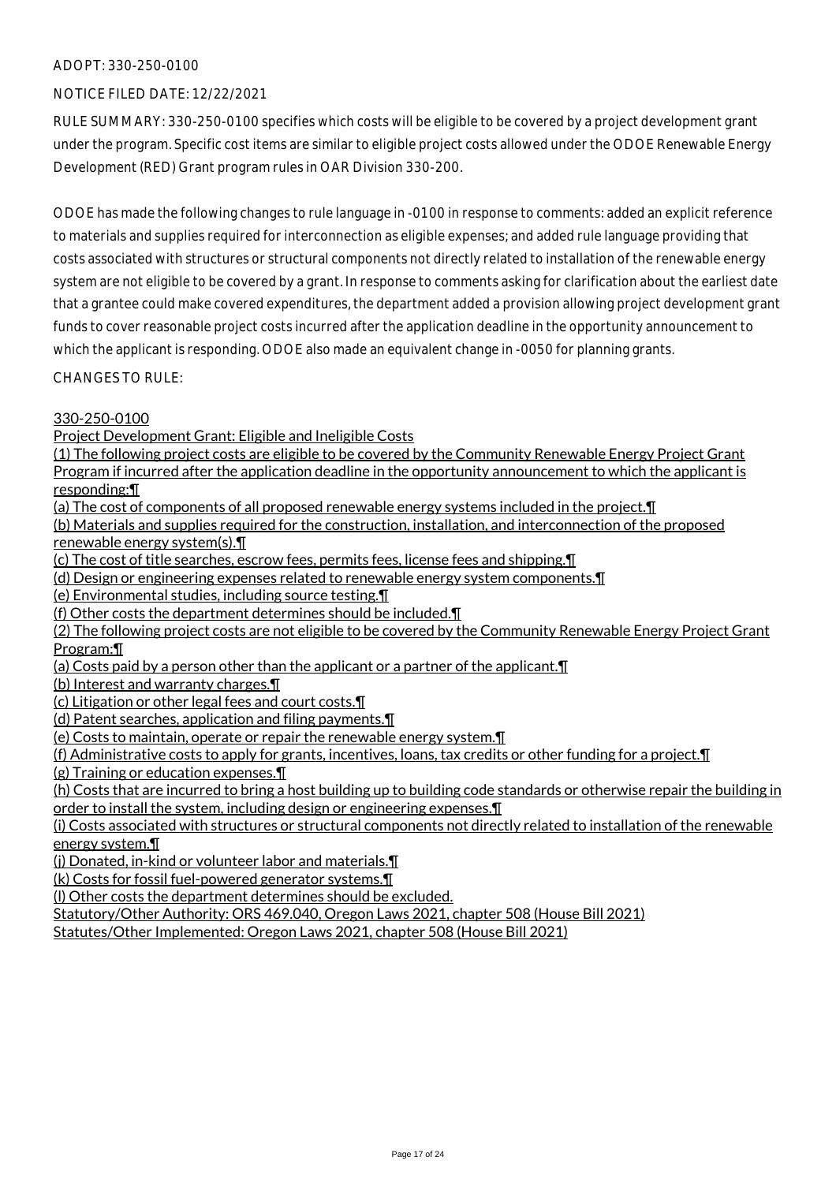ADOPT: 330-250-0100

NOTICE FILED DATE: 12/22/2021

RULE SUMMARY: 330-250-0100 specifies which costs will be eligible to be covered by a project development grant under the program. Specific cost items are similar to eligible project costs allowed under the ODOE Renewable Energy Development (RED) Grant program rules in OAR Division 330-200.

ODOE has made the following changes to rule language in -0100 in response to comments: added an explicit reference to materials and supplies required for interconnection as eligible expenses; and added rule language providing that costs associated with structures or structural components not directly related to installation of the renewable energy system are not eligible to be covered by a grant. In response to comments asking for clarification about the earliest date that a grantee could make covered expenditures, the department added a provision allowing project development grant funds to cover reasonable project costs incurred after the application deadline in the opportunity announcement to which the applicant is responding. ODOE also made an equivalent change in -0050 for planning grants.

CHANGES TO RULE:

330-250-0100

Project Development Grant: Eligible and Ineligible Costs

(1) The following project costs are eligible to be covered by the Community Renewable Energy Project Grant Program if incurred after the application deadline in the opportunity announcement to which the applicant is responding:¶

(a) The cost of components of all proposed renewable energy systems included in the project.¶

(b) Materials and supplies required for the construction, installation, and interconnection of the proposed renewable energy system(s).¶

(c) The cost of title searches, escrow fees, permits fees, license fees and shipping.¶

(d) Design or engineering expenses related to renewable energy system components.¶

(e) Environmental studies, including source testing.¶

(f) Other costs the department determines should be included.¶

(2) The following project costs are not eligible to be covered by the Community Renewable Energy Project Grant Program:¶

(a) Costs paid by a person other than the applicant or a partner of the applicant.¶

(b) Interest and warranty charges.¶

(c) Litigation or other legal fees and court costs.¶

(d) Patent searches, application and filing payments.¶

(e) Costs to maintain, operate or repair the renewable energy system.¶

(f) Administrative costs to apply for grants, incentives, loans, tax credits or other funding for a project.¶

(g) Training or education expenses.¶

(h) Costs that are incurred to bring a host building up to building code standards or otherwise repair the building in order to install the system, including design or engineering expenses.¶

(i) Costs associated with structures or structural components not directly related to installation of the renewable energy system.¶

(j) Donated, in-kind or volunteer labor and materials.¶

(k) Costs for fossil fuel-powered generator systems.¶

(l) Other costs the department determines should be excluded.

Statutory/Other Authority: ORS 469.040, Oregon Laws 2021, chapter 508 (House Bill 2021)

Statutes/Other Implemented: Oregon Laws 2021, chapter 508 (House Bill 2021)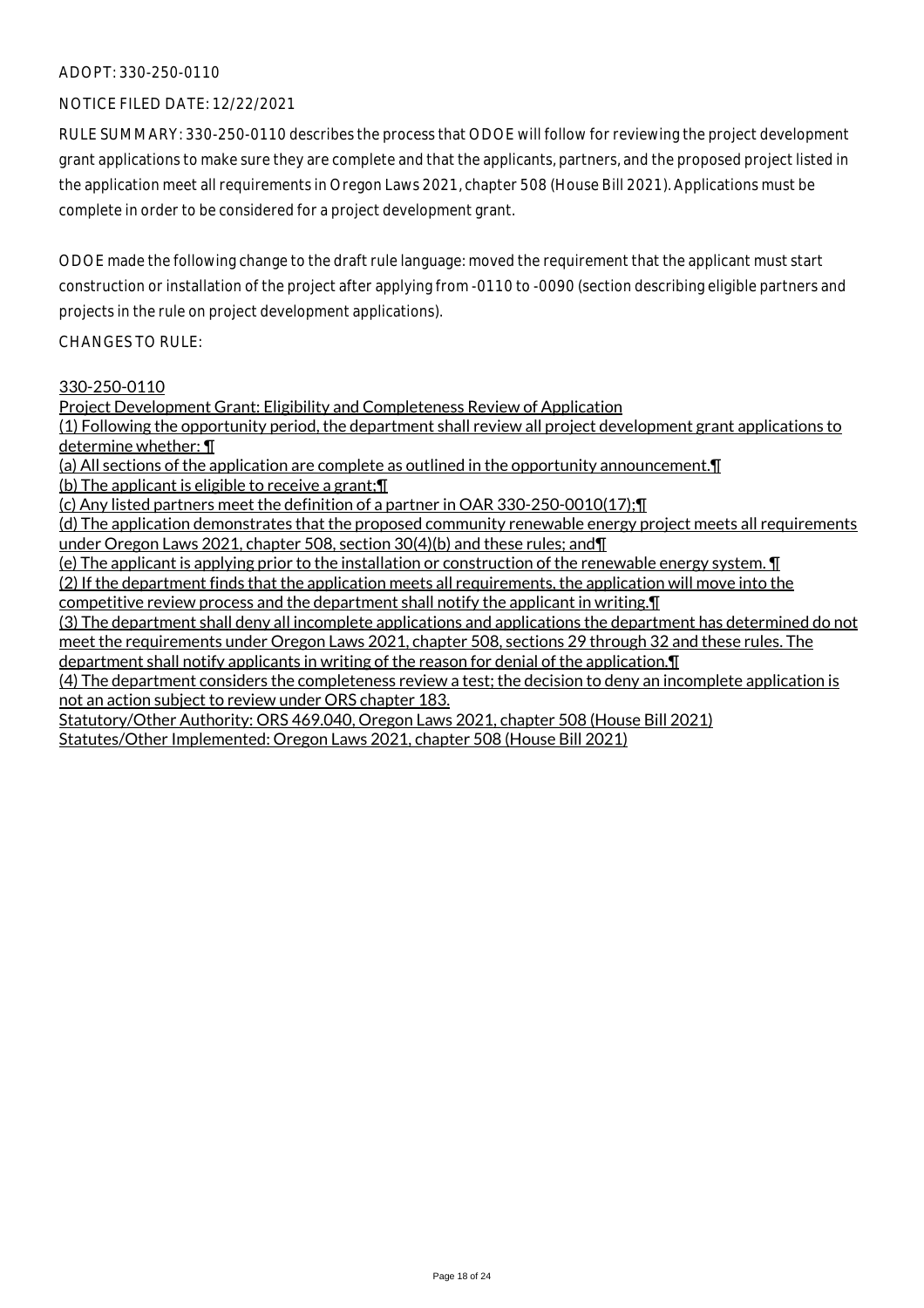ADOPT: 330-250-0110

NOTICE FILED DATE: 12/22/2021

RULE SUMMARY: 330-250-0110 describes the process that ODOE will follow for reviewing the project development grant applications to make sure they are complete and that the applicants, partners, and the proposed project listed in the application meet all requirements in Oregon Laws 2021, chapter 508 (House Bill 2021). Applications must be complete in order to be considered for a project development grant.

ODOE made the following change to the draft rule language: moved the requirement that the applicant must start construction or installation of the project after applying from -0110 to -0090 (section describing eligible partners and projects in the rule on project development applications).

CHANGES TO RULE:

330-250-0110
Project Development Grant: Eligibility and Completeness Review of Application
(1) Following the opportunity period, the department shall review all project development grant applications to determine whether: ¶
(a) All sections of the application are complete as outlined in the opportunity announcement.¶
(b) The applicant is eligible to receive a grant;¶
(c) Any listed partners meet the definition of a partner in OAR 330-250-0010(17);¶
(d) The application demonstrates that the proposed community renewable energy project meets all requirements under Oregon Laws 2021, chapter 508, section 30(4)(b) and these rules; and¶
(e) The applicant is applying prior to the installation or construction of the renewable energy system. ¶
(2) If the department finds that the application meets all requirements, the application will move into the competitive review process and the department shall notify the applicant in writing.¶
(3) The department shall deny all incomplete applications and applications the department has determined do not meet the requirements under Oregon Laws 2021, chapter 508, sections 29 through 32 and these rules. The department shall notify applicants in writing of the reason for denial of the application.¶
(4) The department considers the completeness review a test; the decision to deny an incomplete application is not an action subject to review under ORS chapter 183.
Statutory/Other Authority: ORS 469.040, Oregon Laws 2021, chapter 508 (House Bill 2021)
Statutes/Other Implemented: Oregon Laws 2021, chapter 508 (House Bill 2021)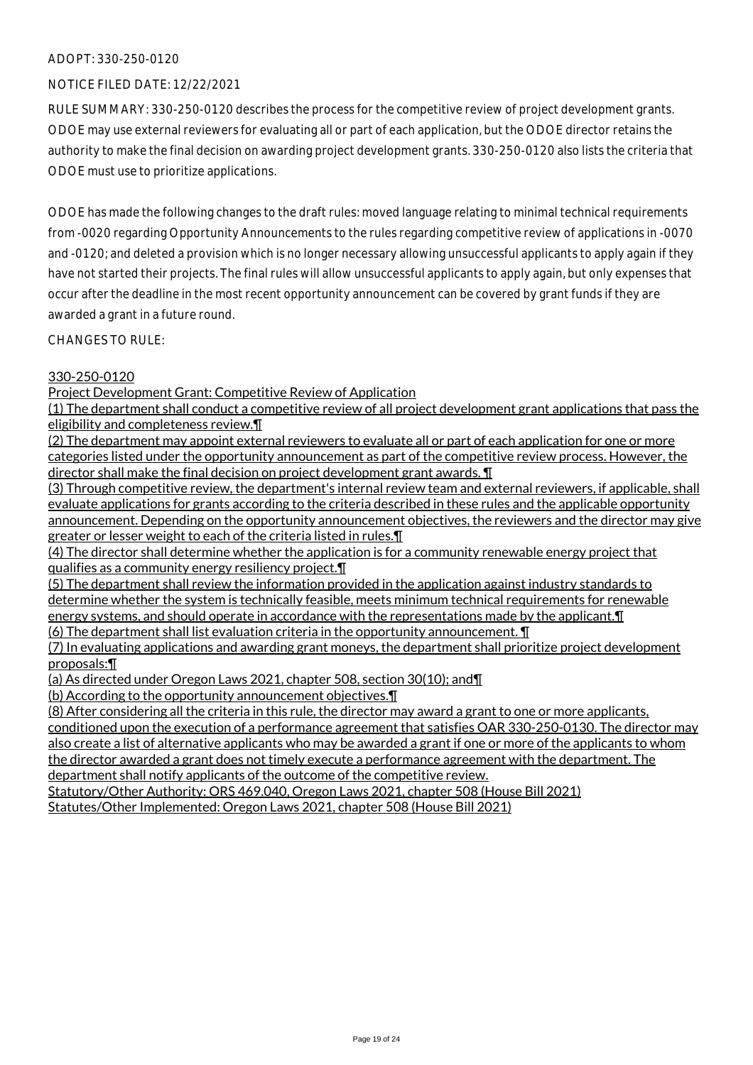ADOPT: 330-250-0120

NOTICE FILED DATE: 12/22/2021

RULE SUMMARY: 330-250-0120 describes the process for the competitive review of project development grants. ODOE may use external reviewers for evaluating all or part of each application, but the ODOE director retains the authority to make the final decision on awarding project development grants. 330-250-0120 also lists the criteria that ODOE must use to prioritize applications.

ODOE has made the following changes to the draft rules: moved language relating to minimal technical requirements from -0020 regarding Opportunity Announcements to the rules regarding competitive review of applications in -0070 and -0120; and deleted a provision which is no longer necessary allowing unsuccessful applicants to apply again if they have not started their projects. The final rules will allow unsuccessful applicants to apply again, but only expenses that occur after the deadline in the most recent opportunity announcement can be covered by grant funds if they are awarded a grant in a future round.

CHANGES TO RULE:

330-250-0120

Project Development Grant: Competitive Review of Application

(1) The department shall conduct a competitive review of all project development grant applications that pass the eligibility and completeness review.¶

(2) The department may appoint external reviewers to evaluate all or part of each application for one or more categories listed under the opportunity announcement as part of the competitive review process. However, the director shall make the final decision on project development grant awards. ¶

(3) Through competitive review, the department's internal review team and external reviewers, if applicable, shall evaluate applications for grants according to the criteria described in these rules and the applicable opportunity announcement. Depending on the opportunity announcement objectives, the reviewers and the director may give greater or lesser weight to each of the criteria listed in rules.¶

(4) The director shall determine whether the application is for a community renewable energy project that qualifies as a community energy resiliency project.¶

(5) The department shall review the information provided in the application against industry standards to determine whether the system is technically feasible, meets minimum technical requirements for renewable energy systems, and should operate in accordance with the representations made by the applicant.¶

(6) The department shall list evaluation criteria in the opportunity announcement. ¶

(7) In evaluating applications and awarding grant moneys, the department shall prioritize project development proposals:¶

(a) As directed under Oregon Laws 2021, chapter 508, section 30(10); and¶

(b) According to the opportunity announcement objectives.¶

(8) After considering all the criteria in this rule, the director may award a grant to one or more applicants, conditioned upon the execution of a performance agreement that satisfies OAR 330-250-0130. The director may also create a list of alternative applicants who may be awarded a grant if one or more of the applicants to whom the director awarded a grant does not timely execute a performance agreement with the department. The department shall notify applicants of the outcome of the competitive review.

Statutory/Other Authority: ORS 469.040, Oregon Laws 2021, chapter 508 (House Bill 2021)

Statutes/Other Implemented: Oregon Laws 2021, chapter 508 (House Bill 2021)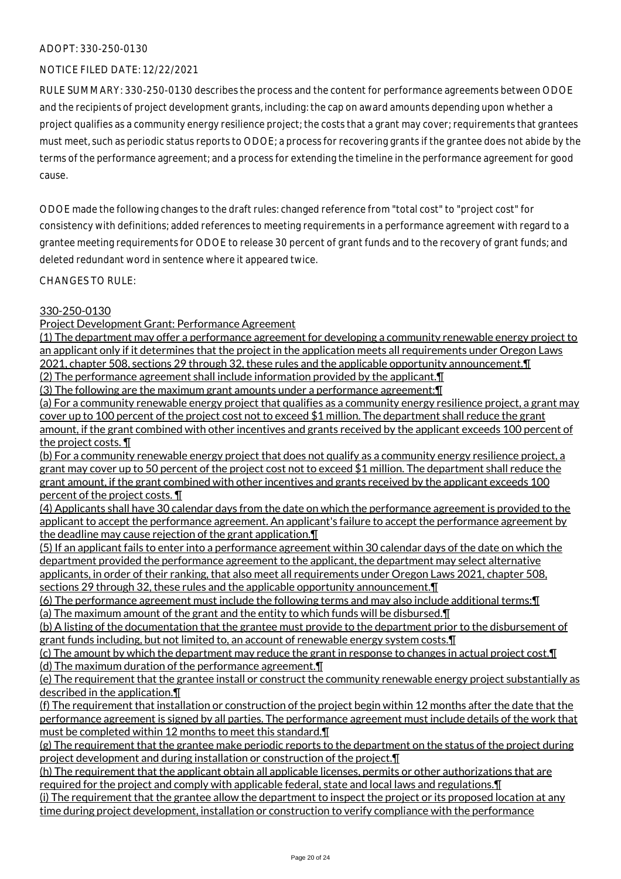ADOPT: 330-250-0130

NOTICE FILED DATE: 12/22/2021

RULE SUMMARY: 330-250-0130 describes the process and the content for performance agreements between ODOE and the recipients of project development grants, including: the cap on award amounts depending upon whether a project qualifies as a community energy resilience project; the costs that a grant may cover; requirements that grantees must meet, such as periodic status reports to ODOE; a process for recovering grants if the grantee does not abide by the terms of the performance agreement; and a process for extending the timeline in the performance agreement for good cause.

ODOE made the following changes to the draft rules: changed reference from "total cost" to "project cost" for consistency with definitions; added references to meeting requirements in a performance agreement with regard to a grantee meeting requirements for ODOE to release 30 percent of grant funds and to the recovery of grant funds; and deleted redundant word in sentence where it appeared twice.

CHANGES TO RULE:

330-250-0130

Project Development Grant: Performance Agreement

(1) The department may offer a performance agreement for developing a community renewable energy project to an applicant only if it determines that the project in the application meets all requirements under Oregon Laws 2021, chapter 508, sections 29 through 32, these rules and the applicable opportunity announcement.¶

(2) The performance agreement shall include information provided by the applicant.¶

(3) The following are the maximum grant amounts under a performance agreement:¶

(a) For a community renewable energy project that qualifies as a community energy resilience project, a grant may cover up to 100 percent of the project cost not to exceed $1 million. The department shall reduce the grant amount, if the grant combined with other incentives and grants received by the applicant exceeds 100 percent of the project costs. ¶

(b) For a community renewable energy project that does not qualify as a community energy resilience project, a grant may cover up to 50 percent of the project cost not to exceed $1 million. The department shall reduce the grant amount, if the grant combined with other incentives and grants received by the applicant exceeds 100 percent of the project costs. ¶

(4) Applicants shall have 30 calendar days from the date on which the performance agreement is provided to the applicant to accept the performance agreement. An applicant's failure to accept the performance agreement by the deadline may cause rejection of the grant application.¶

(5) If an applicant fails to enter into a performance agreement within 30 calendar days of the date on which the department provided the performance agreement to the applicant, the department may select alternative applicants, in order of their ranking, that also meet all requirements under Oregon Laws 2021, chapter 508, sections 29 through 32, these rules and the applicable opportunity announcement.¶

(6) The performance agreement must include the following terms and may also include additional terms:¶

(a) The maximum amount of the grant and the entity to which funds will be disbursed.¶

(b) A listing of the documentation that the grantee must provide to the department prior to the disbursement of grant funds including, but not limited to, an account of renewable energy system costs.¶

(c) The amount by which the department may reduce the grant in response to changes in actual project cost.¶

(d) The maximum duration of the performance agreement.¶

(e) The requirement that the grantee install or construct the community renewable energy project substantially as described in the application.¶

(f) The requirement that installation or construction of the project begin within 12 months after the date that the performance agreement is signed by all parties. The performance agreement must include details of the work that must be completed within 12 months to meet this standard.¶

(g) The requirement that the grantee make periodic reports to the department on the status of the project during project development and during installation or construction of the project.¶

(h) The requirement that the applicant obtain all applicable licenses, permits or other authorizations that are required for the project and comply with applicable federal, state and local laws and regulations.¶

(i) The requirement that the grantee allow the department to inspect the project or its proposed location at any time during project development, installation or construction to verify compliance with the performance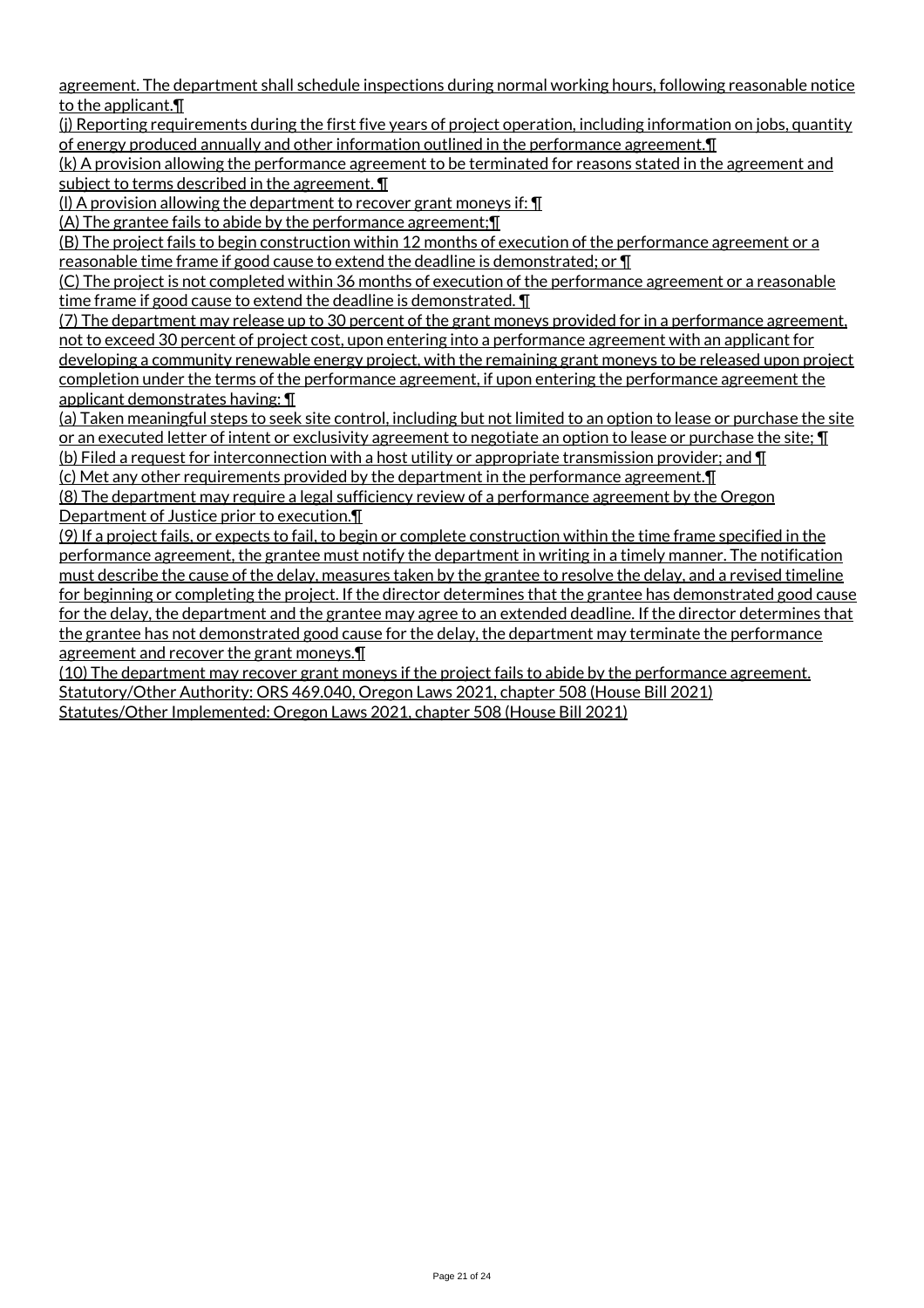agreement. The department shall schedule inspections during normal working hours, following reasonable notice to the applicant.¶

(j) Reporting requirements during the first five years of project operation, including information on jobs, quantity of energy produced annually and other information outlined in the performance agreement.¶

(k) A provision allowing the performance agreement to be terminated for reasons stated in the agreement and subject to terms described in the agreement. ¶

(l) A provision allowing the department to recover grant moneys if: ¶

(A) The grantee fails to abide by the performance agreement;¶

(B) The project fails to begin construction within 12 months of execution of the performance agreement or a reasonable time frame if good cause to extend the deadline is demonstrated; or ¶

(C) The project is not completed within 36 months of execution of the performance agreement or a reasonable time frame if good cause to extend the deadline is demonstrated. ¶

(7) The department may release up to 30 percent of the grant moneys provided for in a performance agreement, not to exceed 30 percent of project cost, upon entering into a performance agreement with an applicant for developing a community renewable energy project, with the remaining grant moneys to be released upon project completion under the terms of the performance agreement, if upon entering the performance agreement the applicant demonstrates having: ¶

(a) Taken meaningful steps to seek site control, including but not limited to an option to lease or purchase the site or an executed letter of intent or exclusivity agreement to negotiate an option to lease or purchase the site; ¶

(b) Filed a request for interconnection with a host utility or appropriate transmission provider; and ¶

(c) Met any other requirements provided by the department in the performance agreement.¶

(8) The department may require a legal sufficiency review of a performance agreement by the Oregon Department of Justice prior to execution.¶

(9) If a project fails, or expects to fail, to begin or complete construction within the time frame specified in the performance agreement, the grantee must notify the department in writing in a timely manner. The notification must describe the cause of the delay, measures taken by the grantee to resolve the delay, and a revised timeline for beginning or completing the project. If the director determines that the grantee has demonstrated good cause for the delay, the department and the grantee may agree to an extended deadline. If the director determines that the grantee has not demonstrated good cause for the delay, the department may terminate the performance agreement and recover the grant moneys.¶

(10) The department may recover grant moneys if the project fails to abide by the performance agreement.

Statutory/Other Authority: ORS 469.040, Oregon Laws 2021, chapter 508 (House Bill 2021)

Statutes/Other Implemented: Oregon Laws 2021, chapter 508 (House Bill 2021)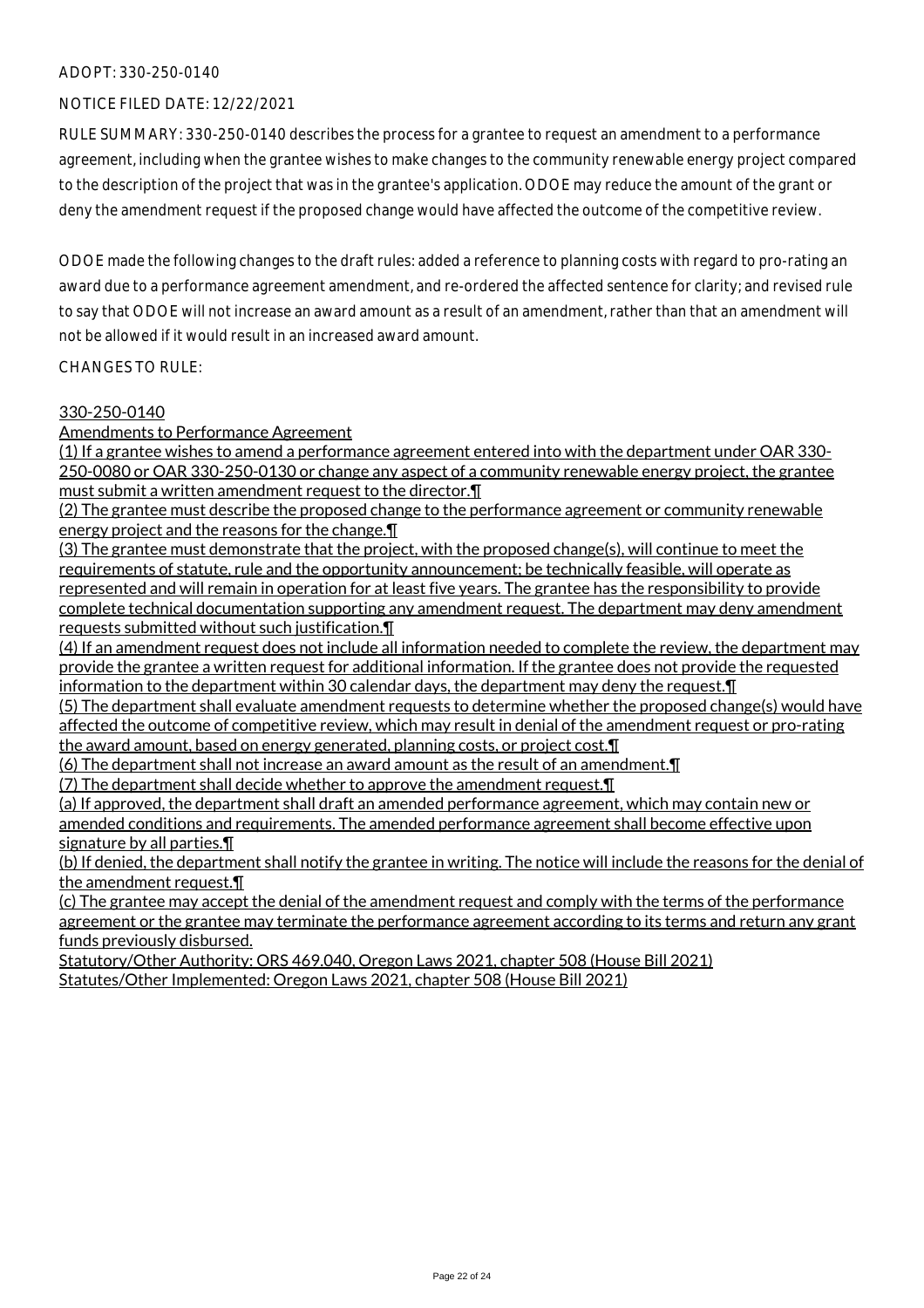ADOPT: 330-250-0140

NOTICE FILED DATE: 12/22/2021

RULE SUMMARY: 330-250-0140 describes the process for a grantee to request an amendment to a performance agreement, including when the grantee wishes to make changes to the community renewable energy project compared to the description of the project that was in the grantee's application. ODOE may reduce the amount of the grant or deny the amendment request if the proposed change would have affected the outcome of the competitive review.

ODOE made the following changes to the draft rules: added a reference to planning costs with regard to pro-rating an award due to a performance agreement amendment, and re-ordered the affected sentence for clarity; and revised rule to say that ODOE will not increase an award amount as a result of an amendment, rather than that an amendment will not be allowed if it would result in an increased award amount.

CHANGES TO RULE:

330-250-0140

Amendments to Performance Agreement

(1) If a grantee wishes to amend a performance agreement entered into with the department under OAR 330-250-0080 or OAR 330-250-0130 or change any aspect of a community renewable energy project, the grantee must submit a written amendment request to the director.¶

(2) The grantee must describe the proposed change to the performance agreement or community renewable energy project and the reasons for the change.¶

(3) The grantee must demonstrate that the project, with the proposed change(s), will continue to meet the requirements of statute, rule and the opportunity announcement; be technically feasible, will operate as represented and will remain in operation for at least five years. The grantee has the responsibility to provide complete technical documentation supporting any amendment request. The department may deny amendment requests submitted without such justification.¶

(4) If an amendment request does not include all information needed to complete the review, the department may provide the grantee a written request for additional information. If the grantee does not provide the requested information to the department within 30 calendar days, the department may deny the request.¶

(5) The department shall evaluate amendment requests to determine whether the proposed change(s) would have affected the outcome of competitive review, which may result in denial of the amendment request or pro-rating the award amount, based on energy generated, planning costs, or project cost.¶

(6) The department shall not increase an award amount as the result of an amendment.¶

(7) The department shall decide whether to approve the amendment request.¶

(a) If approved, the department shall draft an amended performance agreement, which may contain new or amended conditions and requirements. The amended performance agreement shall become effective upon signature by all parties.¶

(b) If denied, the department shall notify the grantee in writing. The notice will include the reasons for the denial of the amendment request.¶

(c) The grantee may accept the denial of the amendment request and comply with the terms of the performance agreement or the grantee may terminate the performance agreement according to its terms and return any grant funds previously disbursed.

Statutory/Other Authority: ORS 469.040, Oregon Laws 2021, chapter 508 (House Bill 2021)

Statutes/Other Implemented: Oregon Laws 2021, chapter 508 (House Bill 2021)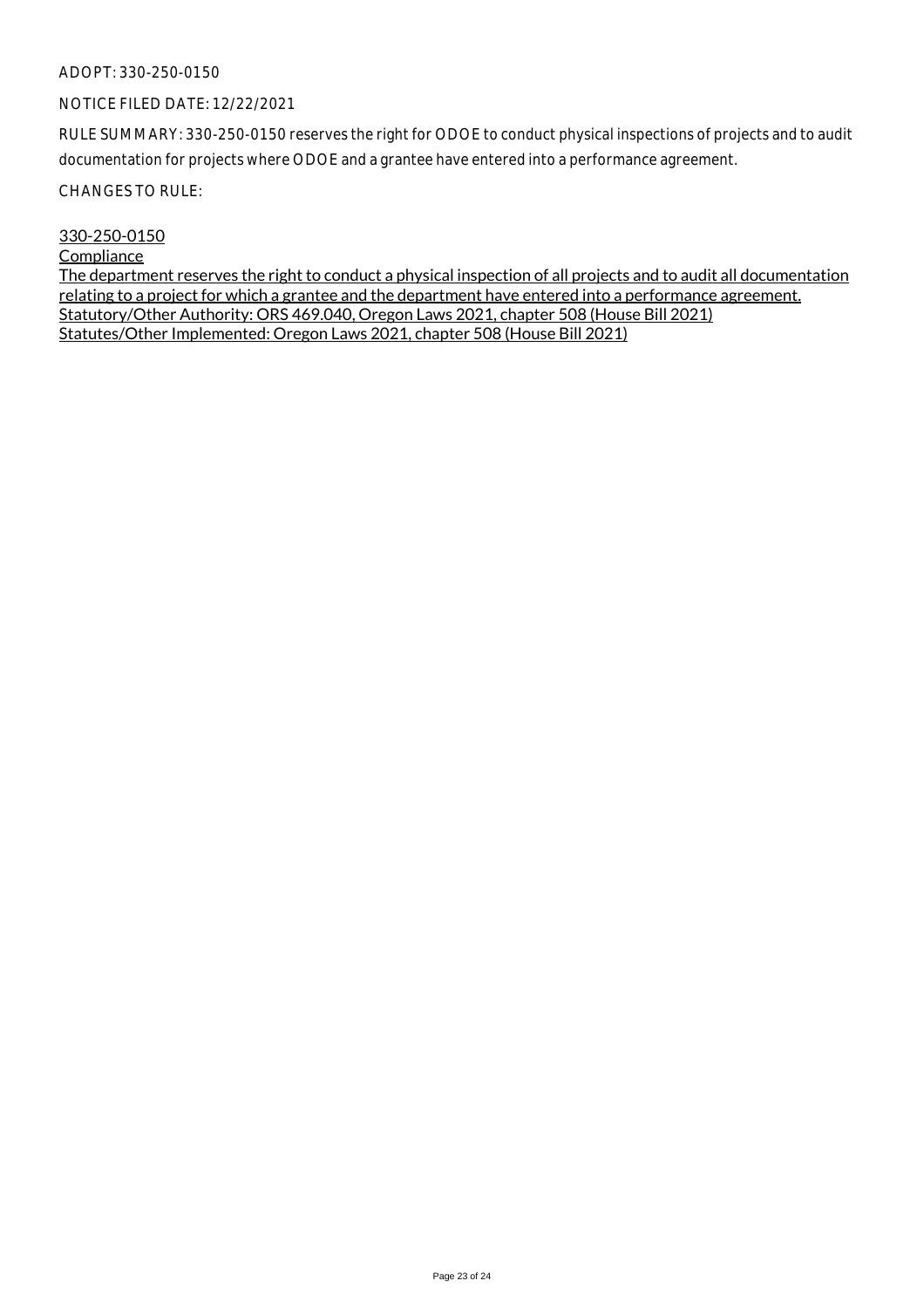ADOPT: 330-250-0150

NOTICE FILED DATE: 12/22/2021

RULE SUMMARY: 330-250-0150 reserves the right for ODOE to conduct physical inspections of projects and to audit documentation for projects where ODOE and a grantee have entered into a performance agreement.

CHANGES TO RULE:

330-250-0150
Compliance
The department reserves the right to conduct a physical inspection of all projects and to audit all documentation relating to a project for which a grantee and the department have entered into a performance agreement.
Statutory/Other Authority: ORS 469.040, Oregon Laws 2021, chapter 508 (House Bill 2021)
Statutes/Other Implemented: Oregon Laws 2021, chapter 508 (House Bill 2021)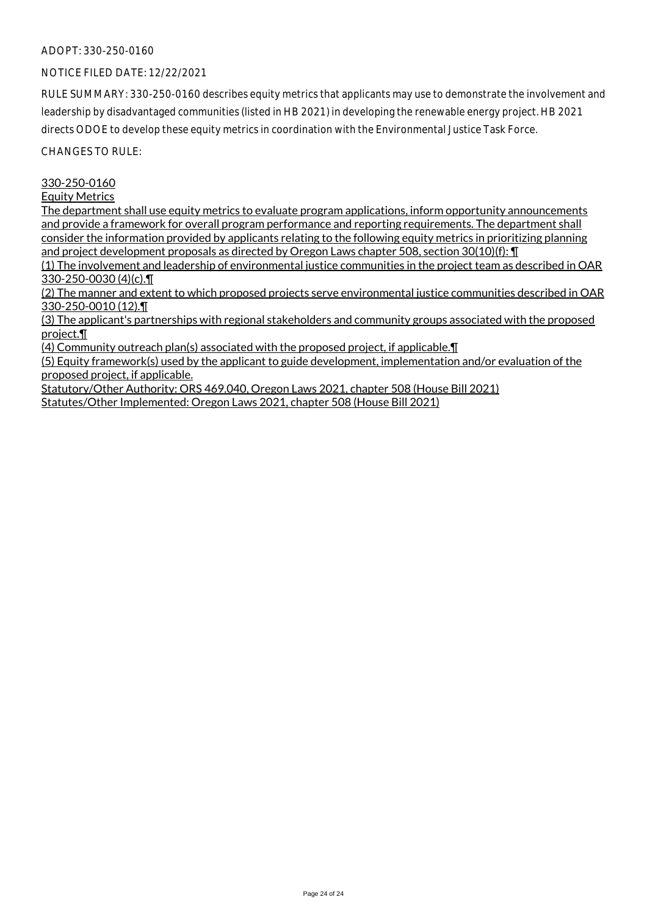ADOPT: 330-250-0160

NOTICE FILED DATE: 12/22/2021

RULE SUMMARY: 330-250-0160 describes equity metrics that applicants may use to demonstrate the involvement and leadership by disadvantaged communities (listed in HB 2021) in developing the renewable energy project. HB 2021 directs ODOE to develop these equity metrics in coordination with the Environmental Justice Task Force.

CHANGES TO RULE:

330-250-0160

Equity Metrics

The department shall use equity metrics to evaluate program applications, inform opportunity announcements and provide a framework for overall program performance and reporting requirements. The department shall consider the information provided by applicants relating to the following equity metrics in prioritizing planning and project development proposals as directed by Oregon Laws chapter 508, section 30(10)(f): ¶

(1) The involvement and leadership of environmental justice communities in the project team as described in OAR 330-250-0030 (4)(c).¶

(2) The manner and extent to which proposed projects serve environmental justice communities described in OAR 330-250-0010 (12).¶

(3) The applicant's partnerships with regional stakeholders and community groups associated with the proposed project.¶

(4) Community outreach plan(s) associated with the proposed project, if applicable.¶

(5) Equity framework(s) used by the applicant to guide development, implementation and/or evaluation of the proposed project, if applicable.

Statutory/Other Authority: ORS 469.040, Oregon Laws 2021, chapter 508 (House Bill 2021)

Statutes/Other Implemented: Oregon Laws 2021, chapter 508 (House Bill 2021)